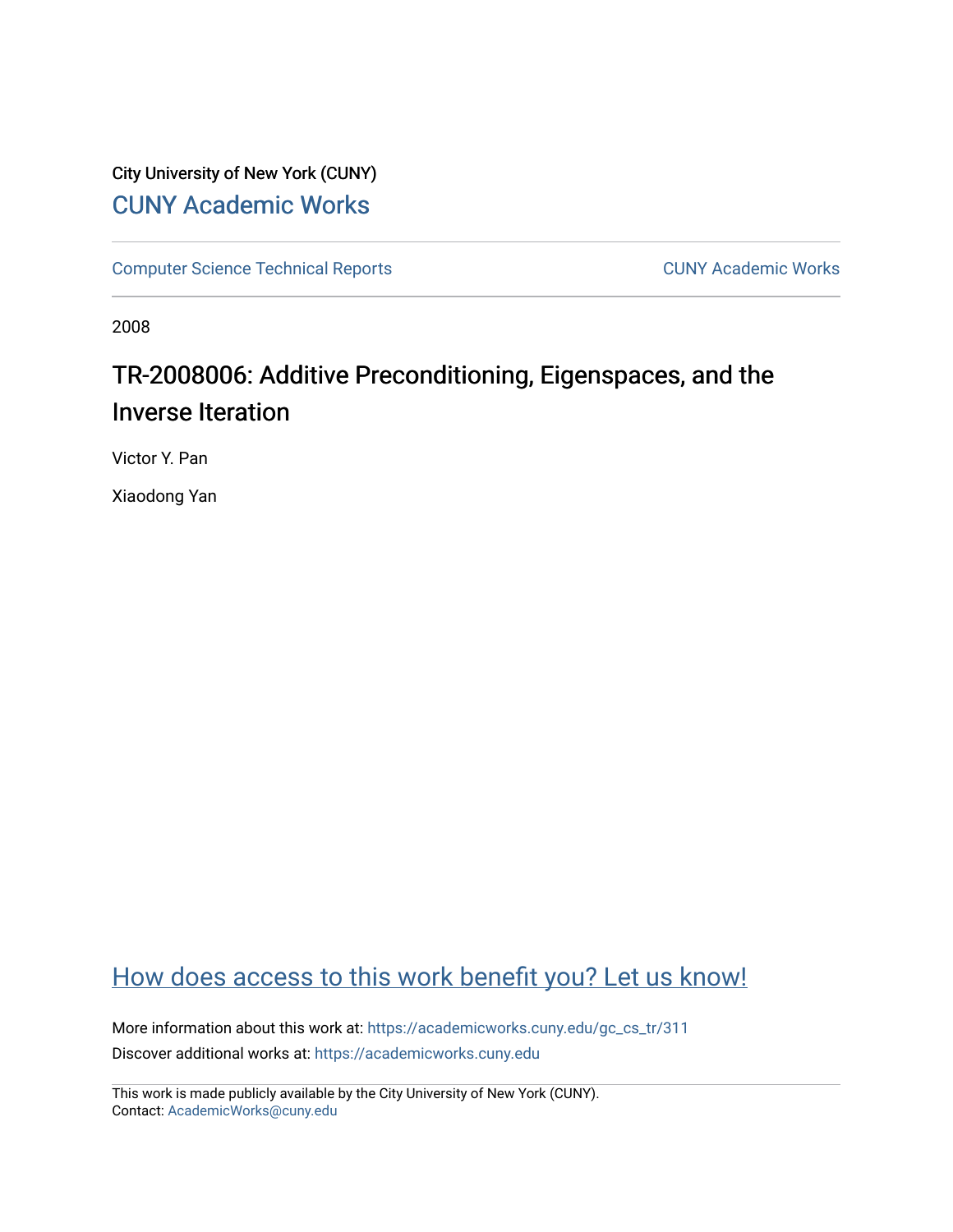City University of New York (CUNY)

CUNY Academic Works

Computer Science Technical Reports | CUNY Academic Works

2008

# TR-2008006: Additive Preconditioning, Eigenspaces, and the Inverse Iteration

Victor Y. Pan

Xiaodong Yan

How does access to this work benefit you? Let us know!

More information about this work at: https://academicworks.cuny.edu/gc_cs_tr/311

Discover additional works at: https://academicworks.cuny.edu

This work is made publicly available by the City University of New York (CUNY).
Contact: AcademicWorks@cuny.edu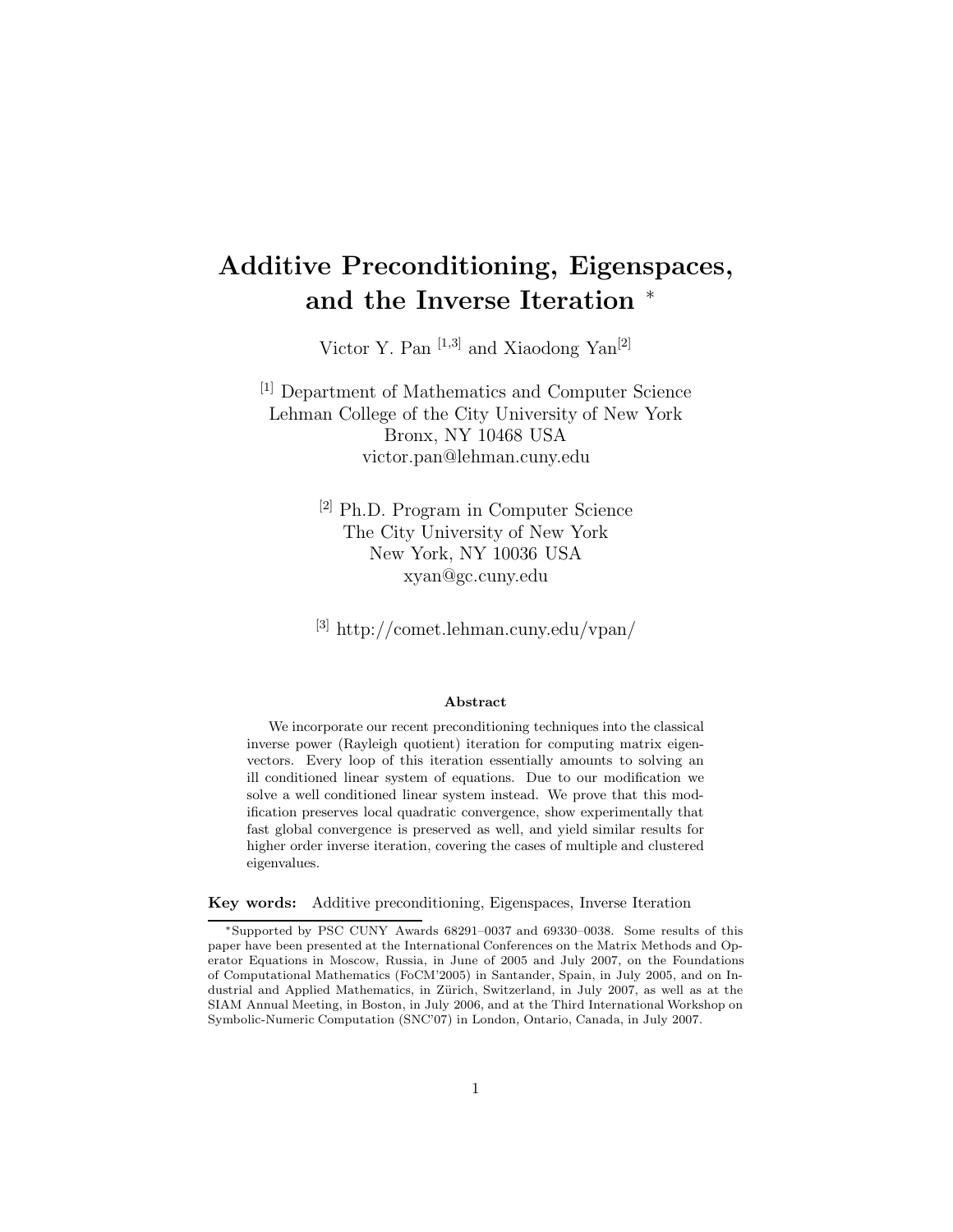# Additive Preconditioning, Eigenspaces, and the Inverse Iteration *

Victor Y. Pan [1,3] and Xiaodong Yan[2]

[1] Department of Mathematics and Computer Science
Lehman College of the City University of New York
Bronx, NY 10468 USA
victor.pan@lehman.cuny.edu

[2] Ph.D. Program in Computer Science
The City University of New York
New York, NY 10036 USA
xyan@gc.cuny.edu

[3] http://comet.lehman.cuny.edu/vpan/

### Abstract

We incorporate our recent preconditioning techniques into the classical inverse power (Rayleigh quotient) iteration for computing matrix eigenvectors. Every loop of this iteration essentially amounts to solving an ill conditioned linear system of equations. Due to our modification we solve a well conditioned linear system instead. We prove that this modification preserves local quadratic convergence, show experimentally that fast global convergence is preserved as well, and yield similar results for higher order inverse iteration, covering the cases of multiple and clustered eigenvalues.

**Key words:** Additive preconditioning, Eigenspaces, Inverse Iteration

*Supported by PSC CUNY Awards 68291–0037 and 69330–0038. Some results of this paper have been presented at the International Conferences on the Matrix Methods and Operator Equations in Moscow, Russia, in June of 2005 and July 2007, on the Foundations of Computational Mathematics (FoCM'2005) in Santander, Spain, in July 2005, and on Industrial and Applied Mathematics, in Zürich, Switzerland, in July 2007, as well as at the SIAM Annual Meeting, in Boston, in July 2006, and at the Third International Workshop on Symbolic-Numeric Computation (SNC'07) in London, Ontario, Canada, in July 2007.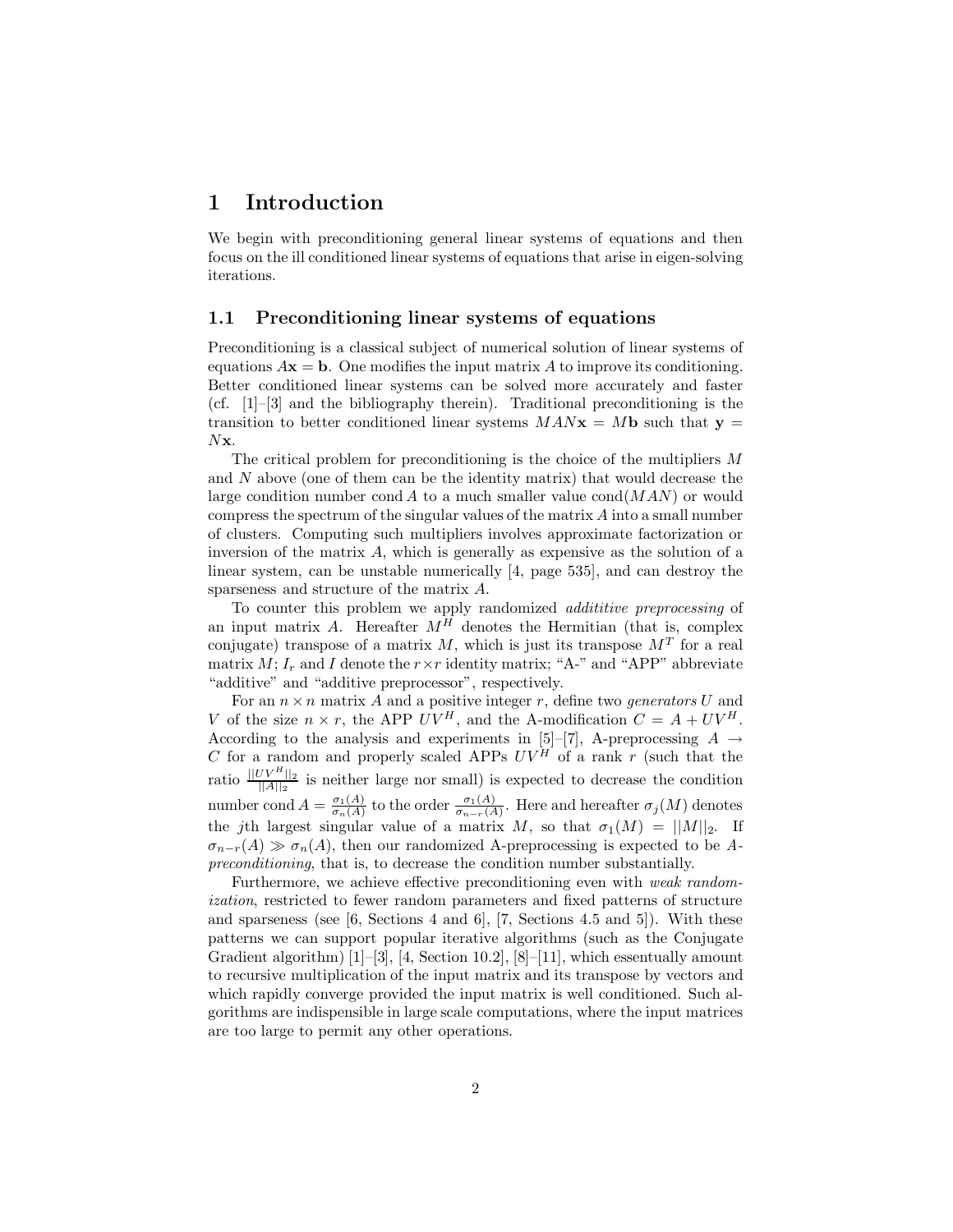# 1 Introduction

We begin with preconditioning general linear systems of equations and then focus on the ill conditioned linear systems of equations that arise in eigen-solving iterations.

## 1.1 Preconditioning linear systems of equations

Preconditioning is a classical subject of numerical solution of linear systems of equations $A\mathbf{x} = \mathbf{b}$. One modifies the input matrix $A$ to improve its conditioning. Better conditioned linear systems can be solved more accurately and faster (cf. [1]–[3] and the bibliography therein). Traditional preconditioning is the transition to better conditioned linear systems $MAN\mathbf{x} = M\mathbf{b}$ such that $\mathbf{y} = N\mathbf{x}$.

The critical problem for preconditioning is the choice of the multipliers $M$ and $N$ above (one of them can be the identity matrix) that would decrease the large condition number $\text{cond}\, A$ to a much smaller value $\text{cond}(MAN)$ or would compress the spectrum of the singular values of the matrix $A$ into a small number of clusters. Computing such multipliers involves approximate factorization or inversion of the matrix $A$, which is generally as expensive as the solution of a linear system, can be unstable numerically [4, page 535], and can destroy the sparseness and structure of the matrix $A$.

To counter this problem we apply randomized *addititive preprocessing* of an input matrix $A$. Hereafter $M^H$ denotes the Hermitian (that is, complex conjugate) transpose of a matrix $M$, which is just its transpose $M^T$ for a real matrix $M$; $I_r$ and $I$ denote the $r \times r$ identity matrix; "A-" and "APP" abbreviate "additive" and "additive preprocessor", respectively.

For an $n \times n$ matrix $A$ and a positive integer $r$, define two *generators* $U$ and $V$ of the size $n \times r$, the APP $UV^H$, and the A-modification $C = A + UV^H$. According to the analysis and experiments in [5]–[7], A-preprocessing $A \rightarrow C$ for a random and properly scaled APPs $UV^H$ of a rank $r$ (such that the ratio $\frac{||UV^H||_2}{||A||_2}$ is neither large nor small) is expected to decrease the condition number $\text{cond}\, A = \frac{\sigma_1(A)}{\sigma_n(A)}$ to the order $\frac{\sigma_1(A)}{\sigma_{n-r}(A)}$. Here and hereafter $\sigma_j(M)$ denotes the $j$th largest singular value of a matrix $M$, so that $\sigma_1(M) = ||M||_2$. If $\sigma_{n-r}(A) \gg \sigma_n(A)$, then our randomized A-preprocessing is expected to be *A-preconditioning*, that is, to decrease the condition number substantially.

Furthermore, we achieve effective preconditioning even with *weak randomization*, restricted to fewer random parameters and fixed patterns of structure and sparseness (see [6, Sections 4 and 6], [7, Sections 4.5 and 5]). With these patterns we can support popular iterative algorithms (such as the Conjugate Gradient algorithm) [1]–[3], [4, Section 10.2], [8]–[11], which essentually amount to recursive multiplication of the input matrix and its transpose by vectors and which rapidly converge provided the input matrix is well conditioned. Such algorithms are indispensible in large scale computations, where the input matrices are too large to permit any other operations.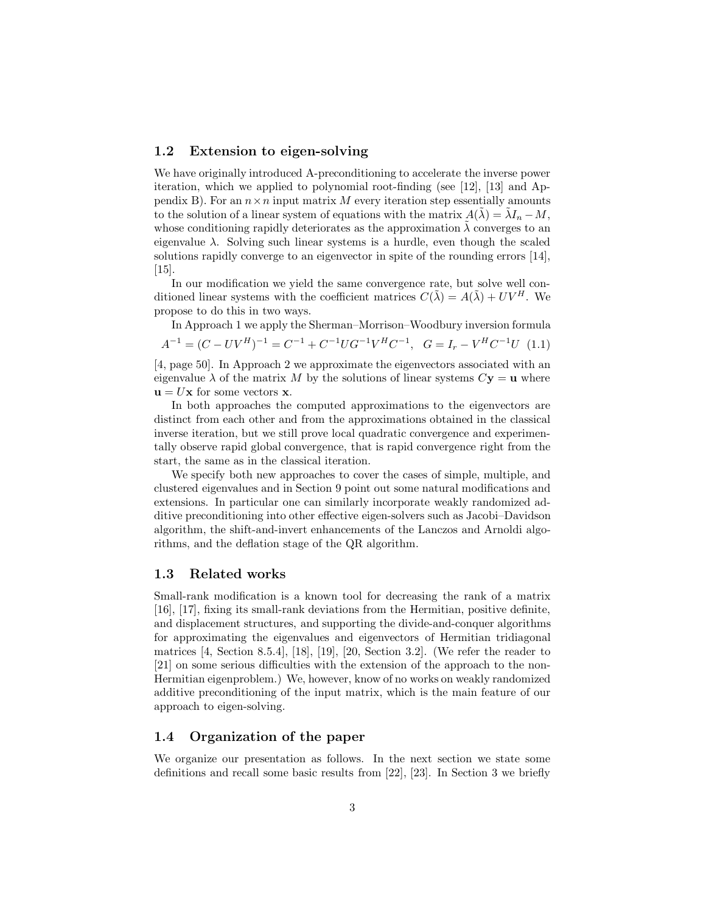## 1.2 Extension to eigen-solving

We have originally introduced A-preconditioning to accelerate the inverse power iteration, which we applied to polynomial root-finding (see [12], [13] and Appendix B). For an $n \times n$ input matrix $M$ every iteration step essentially amounts to the solution of a linear system of equations with the matrix $A(\tilde{\lambda}) = \tilde{\lambda} I_n - M$, whose conditioning rapidly deteriorates as the approximation $\tilde{\lambda}$ converges to an eigenvalue $\lambda$. Solving such linear systems is a hurdle, even though the scaled solutions rapidly converge to an eigenvector in spite of the rounding errors [14], [15].

In our modification we yield the same convergence rate, but solve well conditioned linear systems with the coefficient matrices $C(\tilde{\lambda}) = A(\tilde{\lambda}) + UV^H$. We propose to do this in two ways.

In Approach 1 we apply the Sherman–Morrison–Woodbury inversion formula

$$A^{-1} = (C - UV^H)^{-1} = C^{-1} + C^{-1}UG^{-1}V^HC^{-1}, \quad G = I_r - V^HC^{-1}U \quad (1.1)$$

[4, page 50]. In Approach 2 we approximate the eigenvectors associated with an eigenvalue $\lambda$ of the matrix $M$ by the solutions of linear systems $C\mathbf{y} = \mathbf{u}$ where $\mathbf{u} = U\mathbf{x}$ for some vectors $\mathbf{x}$.

In both approaches the computed approximations to the eigenvectors are distinct from each other and from the approximations obtained in the classical inverse iteration, but we still prove local quadratic convergence and experimentally observe rapid global convergence, that is rapid convergence right from the start, the same as in the classical iteration.

We specify both new approaches to cover the cases of simple, multiple, and clustered eigenvalues and in Section 9 point out some natural modifications and extensions. In particular one can similarly incorporate weakly randomized additive preconditioning into other effective eigen-solvers such as Jacobi–Davidson algorithm, the shift-and-invert enhancements of the Lanczos and Arnoldi algorithms, and the deflation stage of the QR algorithm.

## 1.3 Related works

Small-rank modification is a known tool for decreasing the rank of a matrix [16], [17], fixing its small-rank deviations from the Hermitian, positive definite, and displacement structures, and supporting the divide-and-conquer algorithms for approximating the eigenvalues and eigenvectors of Hermitian tridiagonal matrices [4, Section 8.5.4], [18], [19], [20, Section 3.2]. (We refer the reader to [21] on some serious difficulties with the extension of the approach to the non-Hermitian eigenproblem.) We, however, know of no works on weakly randomized additive preconditioning of the input matrix, which is the main feature of our approach to eigen-solving.

## 1.4 Organization of the paper

We organize our presentation as follows. In the next section we state some definitions and recall some basic results from [22], [23]. In Section 3 we briefly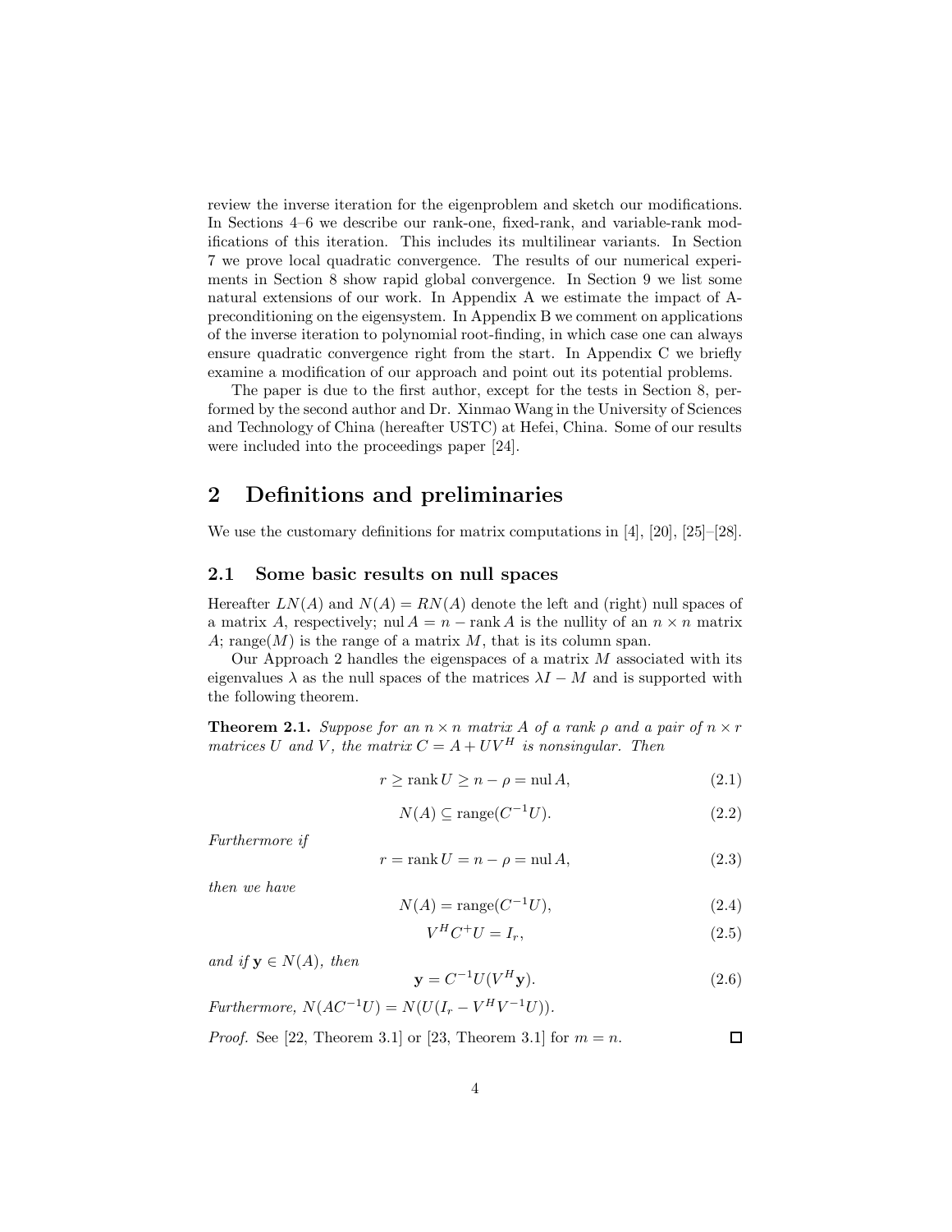review the inverse iteration for the eigenproblem and sketch our modifications. In Sections 4–6 we describe our rank-one, fixed-rank, and variable-rank modifications of this iteration. This includes its multilinear variants. In Section 7 we prove local quadratic convergence. The results of our numerical experiments in Section 8 show rapid global convergence. In Section 9 we list some natural extensions of our work. In Appendix A we estimate the impact of A-preconditioning on the eigensystem. In Appendix B we comment on applications of the inverse iteration to polynomial root-finding, in which case one can always ensure quadratic convergence right from the start. In Appendix C we briefly examine a modification of our approach and point out its potential problems.

The paper is due to the first author, except for the tests in Section 8, performed by the second author and Dr. Xinmao Wang in the University of Sciences and Technology of China (hereafter USTC) at Hefei, China. Some of our results were included into the proceedings paper [24].

## 2 Definitions and preliminaries

We use the customary definitions for matrix computations in [4], [20], [25]–[28].

### 2.1 Some basic results on null spaces

Hereafter $LN(A)$ and $N(A) = RN(A)$ denote the left and (right) null spaces of a matrix $A$, respectively; $\operatorname{nul} A = n - \operatorname{rank} A$ is the nullity of an $n \times n$ matrix $A$; $\operatorname{range}(M)$ is the range of a matrix $M$, that is its column span.

Our Approach 2 handles the eigenspaces of a matrix $M$ associated with its eigenvalues $\lambda$ as the null spaces of the matrices $\lambda I - M$ and is supported with the following theorem.

**Theorem 2.1.** *Suppose for an $n \times n$ matrix $A$ of a rank $\rho$ and a pair of $n \times r$ matrices $U$ and $V$, the matrix $C = A + UV^H$ is nonsingular. Then*

$$r \geq \operatorname{rank} U \geq n - \rho = \operatorname{nul} A, \tag{2.1}$$

$$N(A) \subseteq \operatorname{range}(C^{-1}U). \tag{2.2}$$

*Furthermore if*

$$r = \operatorname{rank} U = n - \rho = \operatorname{nul} A, \tag{2.3}$$

*then we have*

$$N(A) = \operatorname{range}(C^{-1}U), \tag{2.4}$$

$$V^H C^{+} U = I_r, \tag{2.5}$$

*and if $\mathbf{y} \in N(A)$, then*

$$\mathbf{y} = C^{-1}U(V^H\mathbf{y}). \tag{2.6}$$

*Furthermore, $N(AC^{-1}U) = N(U(I_r - V^H V^{-1}U))$.*

*Proof.* See [22, Theorem 3.1] or [23, Theorem 3.1] for $m = n$. $\square$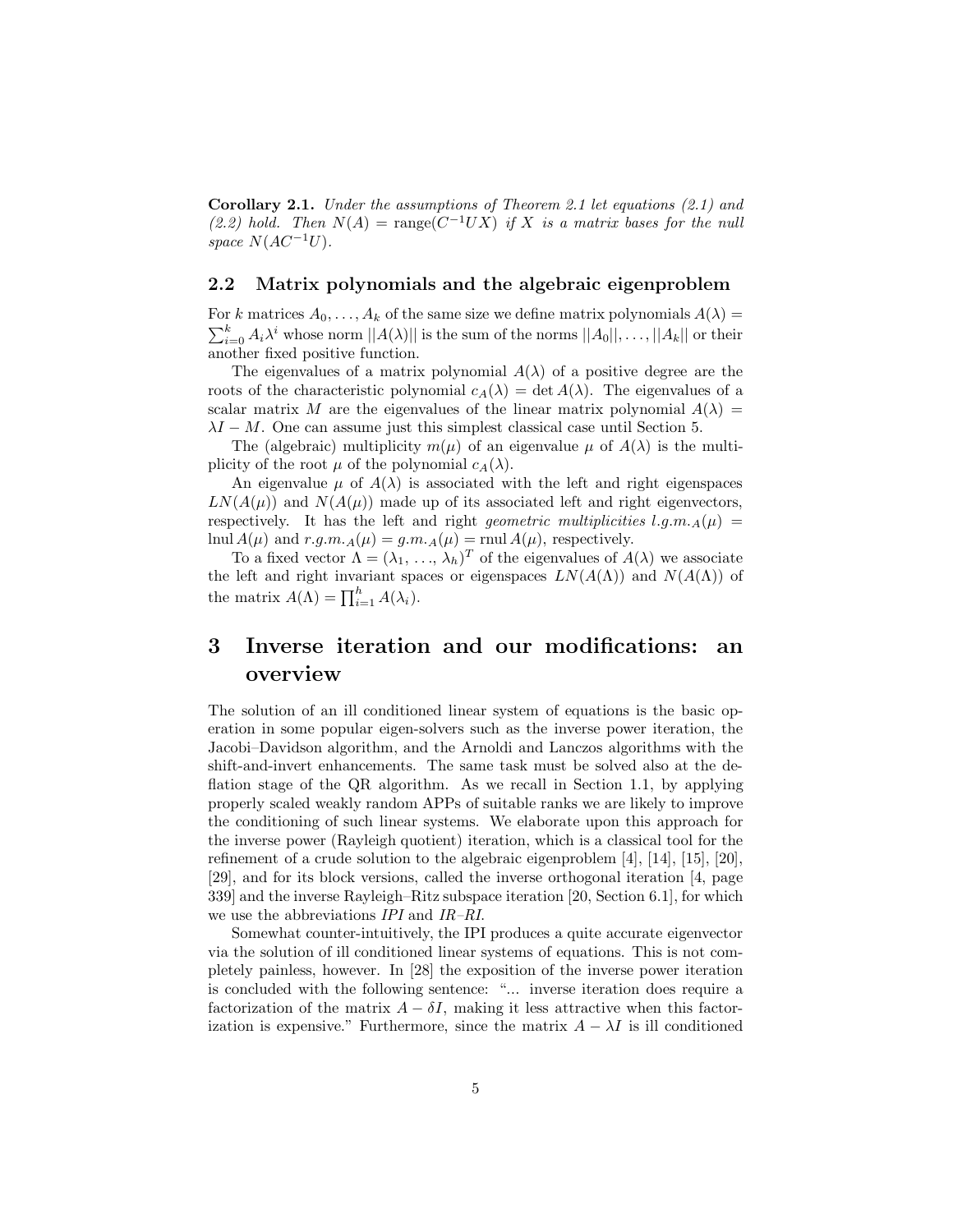**Corollary 2.1.** *Under the assumptions of Theorem 2.1 let equations (2.1) and (2.2) hold. Then* $N(A) = \text{range}(C^{-1}UX)$ *if* $X$ *is a matrix bases for the null space* $N(AC^{-1}U)$.

## 2.2 Matrix polynomials and the algebraic eigenproblem

For $k$ matrices $A_0, \ldots, A_k$ of the same size we define matrix polynomials $A(\lambda) = \sum_{i=0}^{k} A_i \lambda^i$ whose norm $||A(\lambda)||$ is the sum of the norms $||A_0||, \ldots, ||A_k||$ or their another fixed positive function.

The eigenvalues of a matrix polynomial $A(\lambda)$ of a positive degree are the roots of the characteristic polynomial $c_A(\lambda) = \det A(\lambda)$. The eigenvalues of a scalar matrix $M$ are the eigenvalues of the linear matrix polynomial $A(\lambda) = \lambda I - M$. One can assume just this simplest classical case until Section 5.

The (algebraic) multiplicity $m(\mu)$ of an eigenvalue $\mu$ of $A(\lambda)$ is the multiplicity of the root $\mu$ of the polynomial $c_A(\lambda)$.

An eigenvalue $\mu$ of $A(\lambda)$ is associated with the left and right eigenspaces $LN(A(\mu))$ and $N(A(\mu))$ made up of its associated left and right eigenvectors, respectively. It has the left and right *geometric multiplicities* $l.g.m._A(\mu) = \text{lnul}\, A(\mu)$ and $r.g.m._A(\mu) = g.m._A(\mu) = \text{rnul}\, A(\mu)$, respectively.

To a fixed vector $\Lambda = (\lambda_1, \ldots, \lambda_h)^T$ of the eigenvalues of $A(\lambda)$ we associate the left and right invariant spaces or eigenspaces $LN(A(\Lambda))$ and $N(A(\Lambda))$ of the matrix $A(\Lambda) = \prod_{i=1}^{h} A(\lambda_i)$.

# 3 Inverse iteration and our modifications: an overview

The solution of an ill conditioned linear system of equations is the basic operation in some popular eigen-solvers such as the inverse power iteration, the Jacobi–Davidson algorithm, and the Arnoldi and Lanczos algorithms with the shift-and-invert enhancements. The same task must be solved also at the deflation stage of the QR algorithm. As we recall in Section 1.1, by applying properly scaled weakly random APPs of suitable ranks we are likely to improve the conditioning of such linear systems. We elaborate upon this approach for the inverse power (Rayleigh quotient) iteration, which is a classical tool for the refinement of a crude solution to the algebraic eigenproblem [4], [14], [15], [20], [29], and for its block versions, called the inverse orthogonal iteration [4, page 339] and the inverse Rayleigh–Ritz subspace iteration [20, Section 6.1], for which we use the abbreviations *IPI* and *IR–RI*.

Somewhat counter-intuitively, the IPI produces a quite accurate eigenvector via the solution of ill conditioned linear systems of equations. This is not completely painless, however. In [28] the exposition of the inverse power iteration is concluded with the following sentence: "... inverse iteration does require a factorization of the matrix $A - \delta I$, making it less attractive when this factorization is expensive." Furthermore, since the matrix $A - \lambda I$ is ill conditioned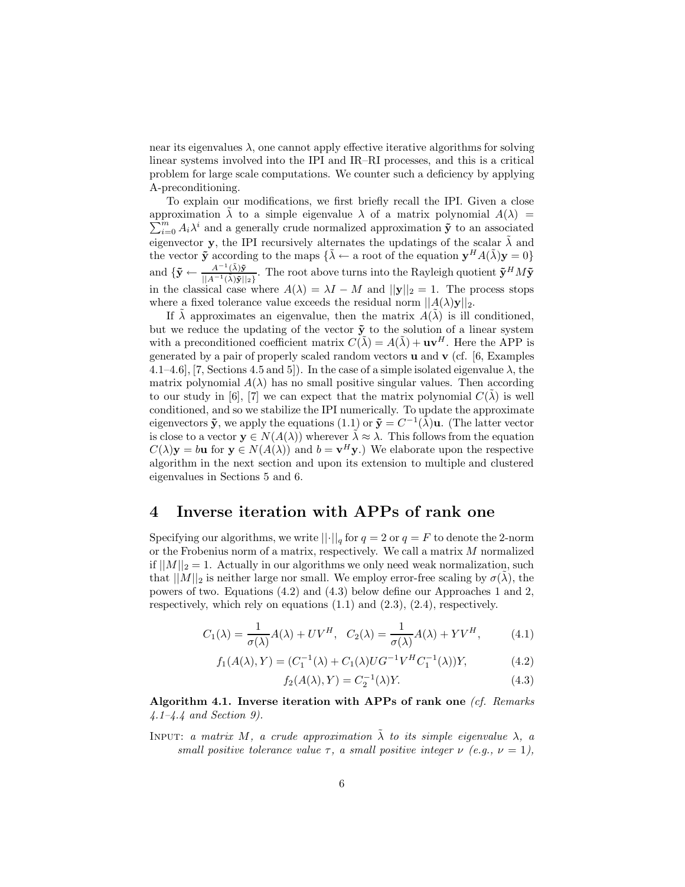near its eigenvalues $\lambda$, one cannot apply effective iterative algorithms for solving linear systems involved into the IPI and IR–RI processes, and this is a critical problem for large scale computations. We counter such a deficiency by applying A-preconditioning.

To explain our modifications, we first briefly recall the IPI. Given a close approximation $\tilde{\lambda}$ to a simple eigenvalue $\lambda$ of a matrix polynomial $A(\lambda) = \sum_{i=0}^{m} A_i \lambda^i$ and a generally crude normalized approximation $\tilde{\mathbf{y}}$ to an associated eigenvector $\mathbf{y}$, the IPI recursively alternates the updatings of the scalar $\tilde{\lambda}$ and the vector $\tilde{\mathbf{y}}$ according to the maps $\{\tilde{\lambda} \leftarrow$ a root of the equation $\mathbf{y}^H A(\tilde{\lambda})\mathbf{y} = 0\}$ and $\{\tilde{\mathbf{y}} \leftarrow \frac{A^{-1}(\tilde{\lambda})\tilde{\mathbf{y}}}{||A^{-1}(\tilde{\lambda})\tilde{\mathbf{y}}||_2\}}$. The root above turns into the Rayleigh quotient $\tilde{\mathbf{y}}^H M \tilde{\mathbf{y}}$ in the classical case where $A(\lambda) = \lambda I - M$ and $||\mathbf{y}||_2 = 1$. The process stops where a fixed tolerance value exceeds the residual norm $||A(\lambda)\mathbf{y}||_2$.

If $\tilde{\lambda}$ approximates an eigenvalue, then the matrix $A(\tilde{\lambda})$ is ill conditioned, but we reduce the updating of the vector $\tilde{\mathbf{y}}$ to the solution of a linear system with a preconditioned coefficient matrix $C(\tilde{\lambda}) = A(\tilde{\lambda}) + \mathbf{u}\mathbf{v}^H$. Here the APP is generated by a pair of properly scaled random vectors $\mathbf{u}$ and $\mathbf{v}$ (cf. [6, Examples 4.1–4.6], [7, Sections 4.5 and 5]). In the case of a simple isolated eigenvalue $\lambda$, the matrix polynomial $A(\lambda)$ has no small positive singular values. Then according to our study in [6], [7] we can expect that the matrix polynomial $C(\tilde{\lambda})$ is well conditioned, and so we stabilize the IPI numerically. To update the approximate eigenvectors $\tilde{\mathbf{y}}$, we apply the equations (1.1) or $\tilde{\mathbf{y}} = C^{-1}(\tilde{\lambda})\mathbf{u}$. (The latter vector is close to a vector $\mathbf{y} \in N(A(\lambda))$ wherever $\tilde{\lambda} \approx \lambda$. This follows from the equation $C(\lambda)\mathbf{y} = b\mathbf{u}$ for $\mathbf{y} \in N(A(\lambda))$ and $b = \mathbf{v}^H\mathbf{y}$.) We elaborate upon the respective algorithm in the next section and upon its extension to multiple and clustered eigenvalues in Sections 5 and 6.

# 4 Inverse iteration with APPs of rank one

Specifying our algorithms, we write $||\cdot||_q$ for $q = 2$ or $q = F$ to denote the 2-norm or the Frobenius norm of a matrix, respectively. We call a matrix $M$ normalized if $||M||_2 = 1$. Actually in our algorithms we only need weak normalization, such that $||M||_2$ is neither large nor small. We employ error-free scaling by $\sigma(\tilde{\lambda})$, the powers of two. Equations (4.2) and (4.3) below define our Approaches 1 and 2, respectively, which rely on equations (1.1) and (2.3), (2.4), respectively.

$$C_1(\lambda) = \frac{1}{\sigma(\lambda)} A(\lambda) + UV^H, \quad C_2(\lambda) = \frac{1}{\sigma(\lambda)} A(\lambda) + YV^H, \tag{4.1}$$

$$f_1(A(\lambda), Y) = (C_1^{-1}(\lambda) + C_1(\lambda) U G^{-1} V^H C_1^{-1}(\lambda)) Y, \tag{4.2}$$

$$f_2(A(\lambda), Y) = C_2^{-1}(\lambda) Y. \tag{4.3}$$

**Algorithm 4.1. Inverse iteration with APPs of rank one** *(cf. Remarks 4.1–4.4 and Section 9).*

INPUT: *a matrix $M$, a crude approximation $\tilde{\lambda}$ to its simple eigenvalue $\lambda$, a small positive tolerance value $\tau$, a small positive integer $\nu$ (e.g., $\nu = 1$),*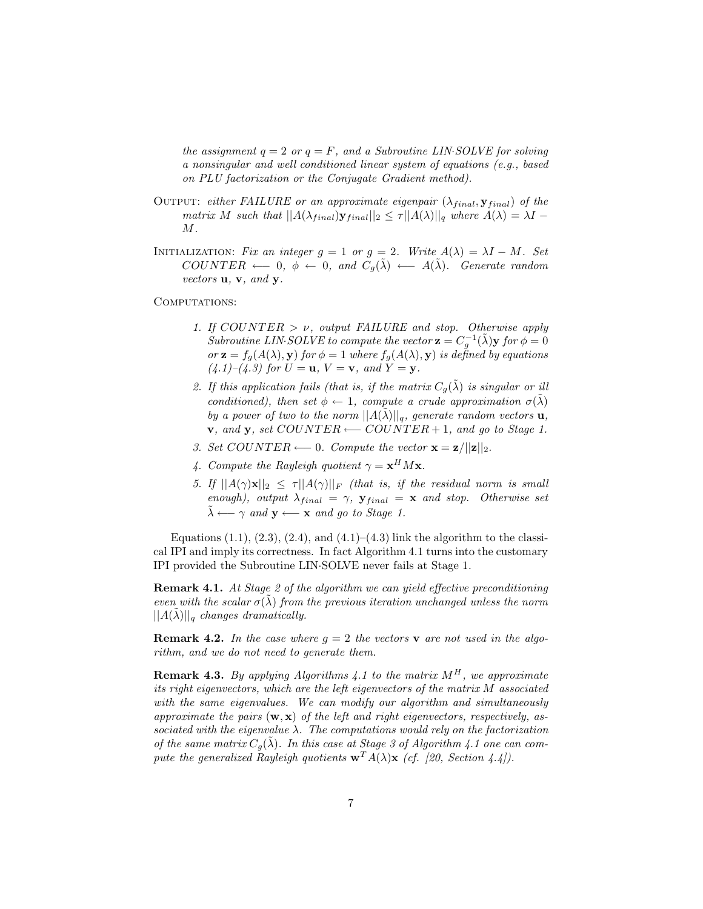*the assignment $q = 2$ or $q = F$, and a Subroutine LIN·SOLVE for solving a nonsingular and well conditioned linear system of equations (e.g., based on PLU factorization or the Conjugate Gradient method).*

OUTPUT: *either FAILURE or an approximate eigenpair $(\lambda_{final}, \mathbf{y}_{final})$ of the matrix $M$ such that $||A(\lambda_{final})\mathbf{y}_{final}||_2 \leq \tau ||A(\lambda)||_q$ where $A(\lambda) = \lambda I - M$.*

INITIALIZATION: *Fix an integer $g = 1$ or $g = 2$. Write $A(\lambda) = \lambda I - M$. Set $COUNTER \longleftarrow 0$, $\phi \leftarrow 0$, and $C_g(\tilde{\lambda}) \longleftarrow A(\tilde{\lambda})$. Generate random vectors $\mathbf{u}$, $\mathbf{v}$, and $\mathbf{y}$.*

COMPUTATIONS:

1. *If $COUNTER > \nu$, output FAILURE and stop. Otherwise apply Subroutine LIN·SOLVE to compute the vector $\mathbf{z} = C_g^{-1}(\tilde{\lambda})\mathbf{y}$ for $\phi = 0$ or $\mathbf{z} = f_g(A(\lambda), \mathbf{y})$ for $\phi = 1$ where $f_g(A(\lambda), \mathbf{y})$ is defined by equations (4.1)–(4.3) for $U = \mathbf{u}$, $V = \mathbf{v}$, and $Y = \mathbf{y}$.*
2. *If this application fails (that is, if the matrix $C_g(\tilde{\lambda})$ is singular or ill conditioned), then set $\phi \leftarrow 1$, compute a crude approximation $\sigma(\tilde{\lambda})$ by a power of two to the norm $||A(\tilde{\lambda})||_q$, generate random vectors $\mathbf{u}$, $\mathbf{v}$, and $\mathbf{y}$, set $COUNTER \longleftarrow COUNTER + 1$, and go to Stage 1.*
3. *Set $COUNTER \longleftarrow 0$. Compute the vector $\mathbf{x} = \mathbf{z}/||\mathbf{z}||_2$.*
4. *Compute the Rayleigh quotient $\gamma = \mathbf{x}^H M \mathbf{x}$.*
5. *If $||A(\gamma)\mathbf{x}||_2 \leq \tau ||A(\gamma)||_F$ (that is, if the residual norm is small enough), output $\lambda_{final} = \gamma$, $\mathbf{y}_{final} = \mathbf{x}$ and stop. Otherwise set $\tilde{\lambda} \longleftarrow \gamma$ and $\mathbf{y} \longleftarrow \mathbf{x}$ and go to Stage 1.*

Equations (1.1), (2.3), (2.4), and (4.1)–(4.3) link the algorithm to the classical IPI and imply its correctness. In fact Algorithm 4.1 turns into the customary IPI provided the Subroutine LIN·SOLVE never fails at Stage 1.

**Remark 4.1.** *At Stage 2 of the algorithm we can yield effective preconditioning even with the scalar $\sigma(\tilde{\lambda})$ from the previous iteration unchanged unless the norm $||A(\tilde{\lambda})||_q$ changes dramatically.*

**Remark 4.2.** *In the case where $g = 2$ the vectors $\mathbf{v}$ are not used in the algorithm, and we do not need to generate them.*

**Remark 4.3.** *By applying Algorithms 4.1 to the matrix $M^H$, we approximate its right eigenvectors, which are the left eigenvectors of the matrix $M$ associated with the same eigenvalues. We can modify our algorithm and simultaneously approximate the pairs $(\mathbf{w}, \mathbf{x})$ of the left and right eigenvectors, respectively, associated with the eigenvalue $\lambda$. The computations would rely on the factorization of the same matrix $C_g(\tilde{\lambda})$. In this case at Stage 3 of Algorithm 4.1 one can compute the generalized Rayleigh quotients $\mathbf{w}^T A(\lambda)\mathbf{x}$ (cf. [20, Section 4.4]).*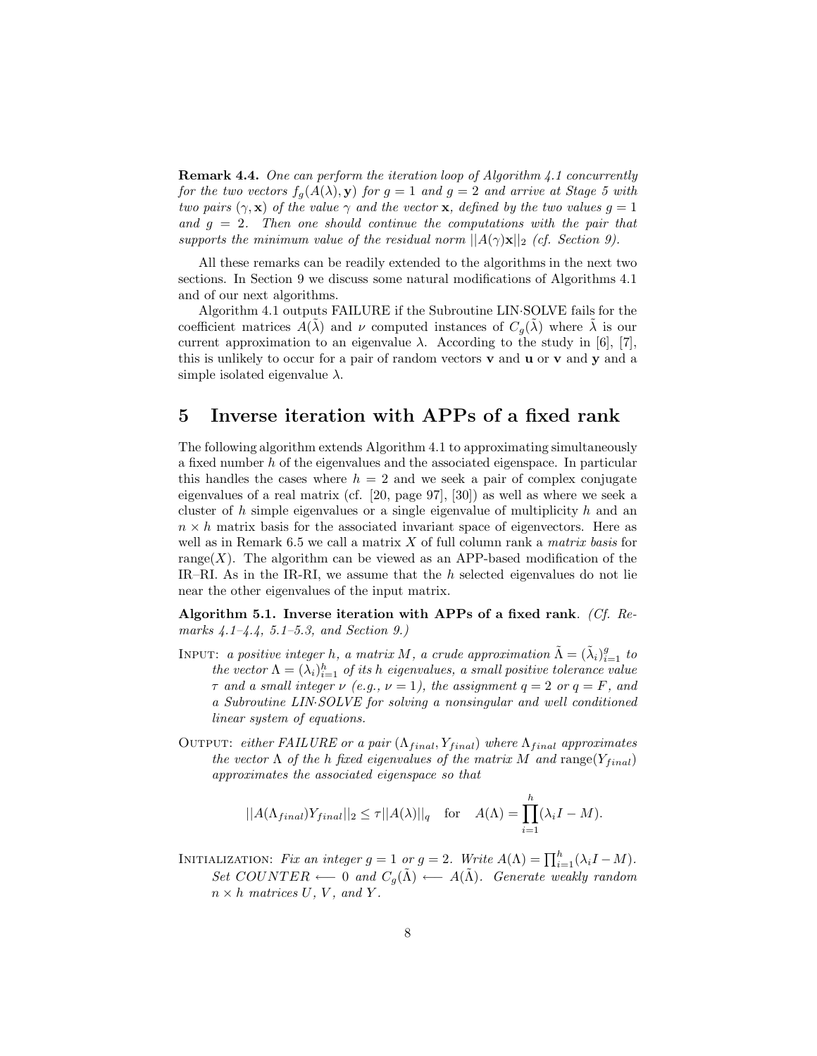**Remark 4.4.** *One can perform the iteration loop of Algorithm 4.1 concurrently for the two vectors $f_g(A(\lambda), \mathbf{y})$ for $g = 1$ and $g = 2$ and arrive at Stage 5 with two pairs $(\gamma, \mathbf{x})$ of the value $\gamma$ and the vector $\mathbf{x}$, defined by the two values $g = 1$ and $g = 2$. Then one should continue the computations with the pair that supports the minimum value of the residual norm $||A(\gamma)\mathbf{x}||_2$ (cf. Section 9).*

All these remarks can be readily extended to the algorithms in the next two sections. In Section 9 we discuss some natural modifications of Algorithms 4.1 and of our next algorithms.

Algorithm 4.1 outputs FAILURE if the Subroutine LIN·SOLVE fails for the coefficient matrices $A(\tilde{\lambda})$ and $\nu$ computed instances of $C_g(\tilde{\lambda})$ where $\tilde{\lambda}$ is our current approximation to an eigenvalue $\lambda$. According to the study in [6], [7], this is unlikely to occur for a pair of random vectors $\mathbf{v}$ and $\mathbf{u}$ or $\mathbf{v}$ and $\mathbf{y}$ and a simple isolated eigenvalue $\lambda$.

# 5 Inverse iteration with APPs of a fixed rank

The following algorithm extends Algorithm 4.1 to approximating simultaneously a fixed number $h$ of the eigenvalues and the associated eigenspace. In particular this handles the cases where $h = 2$ and we seek a pair of complex conjugate eigenvalues of a real matrix (cf. [20, page 97], [30]) as well as where we seek a cluster of $h$ simple eigenvalues or a single eigenvalue of multiplicity $h$ and an $n \times h$ matrix basis for the associated invariant space of eigenvectors. Here as well as in Remark 6.5 we call a matrix $X$ of full column rank a *matrix basis* for range$(X)$. The algorithm can be viewed as an APP-based modification of the IR–RI. As in the IR-RI, we assume that the $h$ selected eigenvalues do not lie near the other eigenvalues of the input matrix.

**Algorithm 5.1. Inverse iteration with APPs of a fixed rank**. *(Cf. Remarks 4.1–4.4, 5.1–5.3, and Section 9.)*

INPUT: *a positive integer $h$, a matrix $M$, a crude approximation $\tilde{\Lambda} = (\tilde{\lambda}_i)_{i=1}^{g}$ to the vector $\Lambda = (\lambda_i)_{i=1}^{h}$ of its $h$ eigenvalues, a small positive tolerance value $\tau$ and a small integer $\nu$ (e.g., $\nu = 1$), the assignment $q = 2$ or $q = F$, and a Subroutine LIN·SOLVE for solving a nonsingular and well conditioned linear system of equations.*

OUTPUT: *either FAILURE or a pair $(\Lambda_{final}, Y_{final})$ where $\Lambda_{final}$ approximates the vector $\Lambda$ of the $h$ fixed eigenvalues of the matrix $M$ and* range$(Y_{final})$ *approximates the associated eigenspace so that*

$$||A(\Lambda_{final})Y_{final}||_2 \leq \tau ||A(\lambda)||_q \quad \text{for} \quad A(\Lambda) = \prod_{i=1}^{h}(\lambda_i I - M).$$

INITIALIZATION: *Fix an integer $g = 1$ or $g = 2$. Write $A(\Lambda) = \prod_{i=1}^{h}(\lambda_i I - M)$. Set $COUNTER \longleftarrow 0$ and $C_g(\tilde{\Lambda}) \longleftarrow A(\tilde{\Lambda})$. Generate weakly random $n \times h$ matrices $U$, $V$, and $Y$.*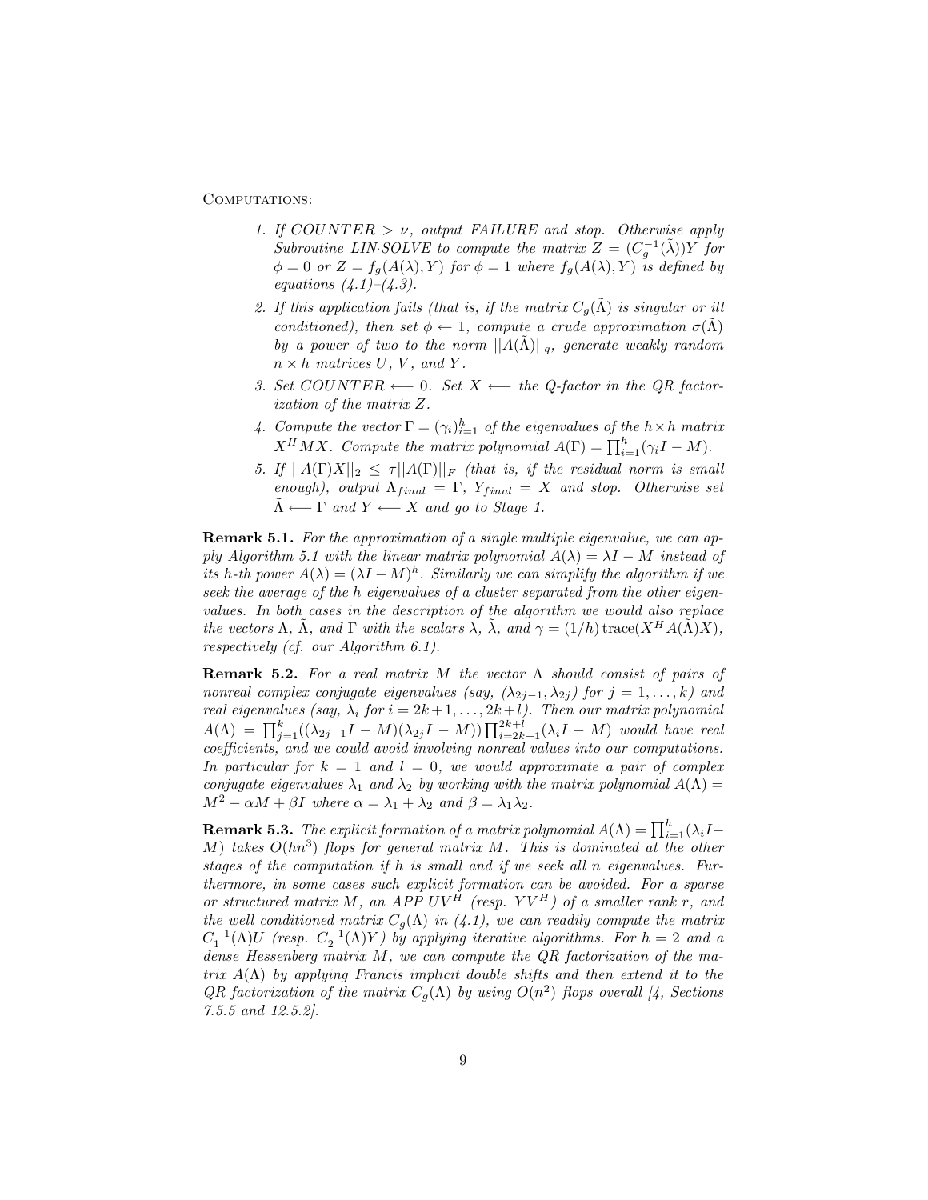Computations:

1. *If $COUNTER > \nu$, output FAILURE and stop. Otherwise apply Subroutine LIN·SOLVE to compute the matrix $Z = (C_g^{-1}(\tilde{\lambda}))Y$ for $\phi = 0$ or $Z = f_g(A(\lambda), Y)$ for $\phi = 1$ where $f_g(A(\lambda), Y)$ is defined by equations (4.1)–(4.3).*
2. *If this application fails (that is, if the matrix $C_g(\tilde{\Lambda})$ is singular or ill conditioned), then set $\phi \leftarrow 1$, compute a crude approximation $\sigma(\tilde{\Lambda})$ by a power of two to the norm $||A(\tilde{\Lambda})||_q$, generate weakly random $n \times h$ matrices $U$, $V$, and $Y$.*
3. *Set $COUNTER \longleftarrow 0$. Set $X \longleftarrow$ the Q-factor in the QR factorization of the matrix $Z$.*
4. *Compute the vector $\Gamma = (\gamma_i)_{i=1}^h$ of the eigenvalues of the $h \times h$ matrix $X^H MX$. Compute the matrix polynomial $A(\Gamma) = \prod_{i=1}^h (\gamma_i I - M)$.*
5. *If $||A(\Gamma)X||_2 \leq \tau ||A(\Gamma)||_F$ (that is, if the residual norm is small enough), output $\Lambda_{final} = \Gamma$, $Y_{final} = X$ and stop. Otherwise set $\tilde{\Lambda} \longleftarrow \Gamma$ and $Y \longleftarrow X$ and go to Stage 1.*

**Remark 5.1.** *For the approximation of a single multiple eigenvalue, we can apply Algorithm 5.1 with the linear matrix polynomial $A(\lambda) = \lambda I - M$ instead of its h-th power $A(\lambda) = (\lambda I - M)^h$. Similarly we can simplify the algorithm if we seek the average of the h eigenvalues of a cluster separated from the other eigenvalues. In both cases in the description of the algorithm we would also replace the vectors $\Lambda$, $\tilde{\Lambda}$, and $\Gamma$ with the scalars $\lambda$, $\tilde{\lambda}$, and $\gamma = (1/h)\,\mathrm{trace}(X^H A(\tilde{\Lambda})X)$, respectively (cf. our Algorithm 6.1).*

**Remark 5.2.** *For a real matrix $M$ the vector $\Lambda$ should consist of pairs of nonreal complex conjugate eigenvalues (say, $(\lambda_{2j-1}, \lambda_{2j})$ for $j = 1, \ldots, k$) and real eigenvalues (say, $\lambda_i$ for $i = 2k+1, \ldots, 2k+l$). Then our matrix polynomial $A(\Lambda) = \prod_{j=1}^k ((\lambda_{2j-1} I - M)(\lambda_{2j} I - M)) \prod_{i=2k+1}^{2k+l} (\lambda_i I - M)$ would have real coefficients, and we could avoid involving nonreal values into our computations. In particular for $k = 1$ and $l = 0$, we would approximate a pair of complex conjugate eigenvalues $\lambda_1$ and $\lambda_2$ by working with the matrix polynomial $A(\Lambda) = M^2 - \alpha M + \beta I$ where $\alpha = \lambda_1 + \lambda_2$ and $\beta = \lambda_1 \lambda_2$.*

**Remark 5.3.** *The explicit formation of a matrix polynomial $A(\Lambda) = \prod_{i=1}^h (\lambda_i I - M)$ takes $O(hn^3)$ flops for general matrix $M$. This is dominated at the other stages of the computation if h is small and if we seek all n eigenvalues. Furthermore, in some cases such explicit formation can be avoided. For a sparse or structured matrix $M$, an APP $UV^H$ (resp. $YV^H$) of a smaller rank r, and the well conditioned matrix $C_g(\Lambda)$ in (4.1), we can readily compute the matrix $C_1^{-1}(\Lambda)U$ (resp. $C_2^{-1}(\Lambda)Y$) by applying iterative algorithms. For $h = 2$ and a dense Hessenberg matrix $M$, we can compute the QR factorization of the matrix $A(\Lambda)$ by applying Francis implicit double shifts and then extend it to the QR factorization of the matrix $C_g(\Lambda)$ by using $O(n^2)$ flops overall [4, Sections 7.5.5 and 12.5.2].*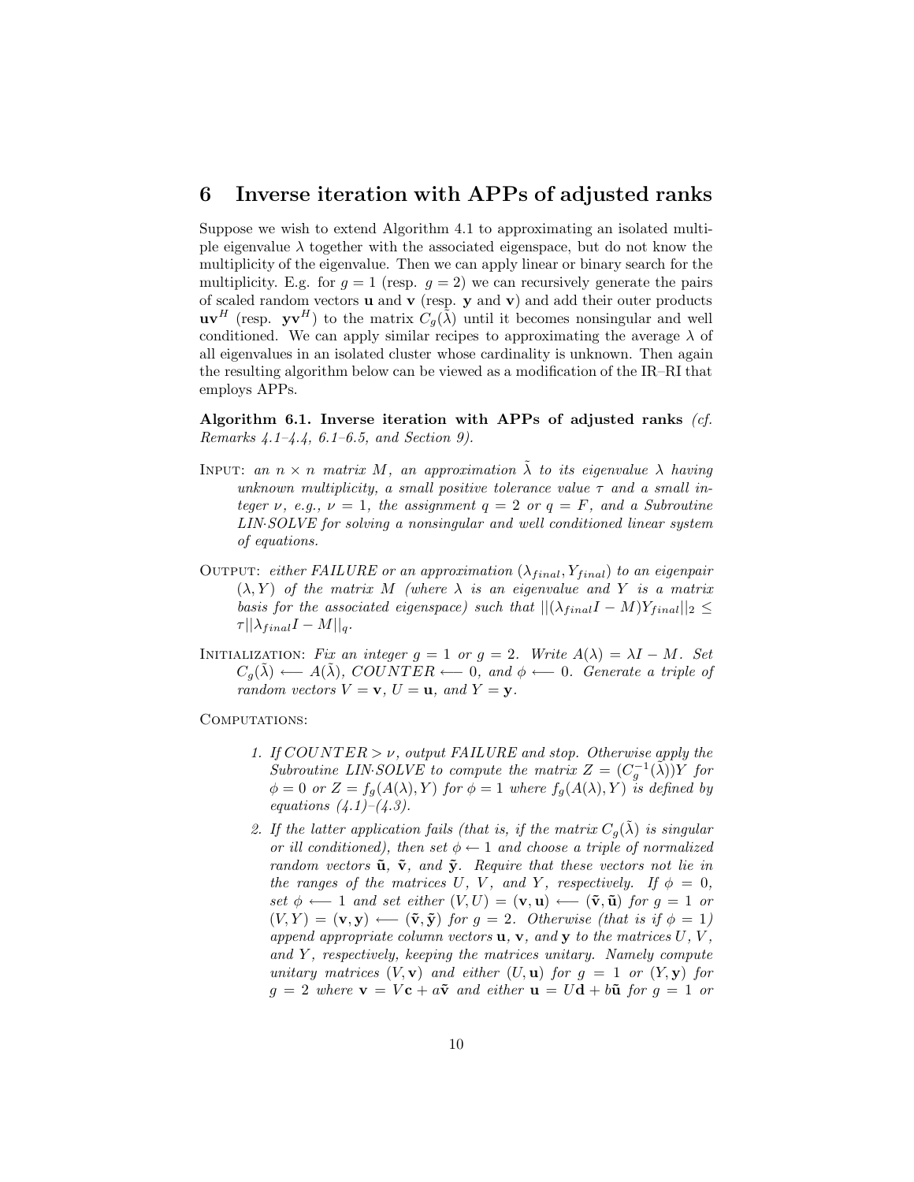## 6 Inverse iteration with APPs of adjusted ranks

Suppose we wish to extend Algorithm 4.1 to approximating an isolated multiple eigenvalue $\lambda$ together with the associated eigenspace, but do not know the multiplicity of the eigenvalue. Then we can apply linear or binary search for the multiplicity. E.g. for $g = 1$ (resp. $g = 2$) we can recursively generate the pairs of scaled random vectors $\mathbf{u}$ and $\mathbf{v}$ (resp. $\mathbf{y}$ and $\mathbf{v}$) and add their outer products $\mathbf{u}\mathbf{v}^H$ (resp. $\mathbf{y}\mathbf{v}^H$) to the matrix $C_g(\tilde{\lambda})$ until it becomes nonsingular and well conditioned. We can apply similar recipes to approximating the average $\lambda$ of all eigenvalues in an isolated cluster whose cardinality is unknown. Then again the resulting algorithm below can be viewed as a modification of the IR–RI that employs APPs.

**Algorithm 6.1. Inverse iteration with APPs of adjusted ranks** *(cf. Remarks 4.1–4.4, 6.1–6.5, and Section 9).*

INPUT: *an $n \times n$ matrix $M$, an approximation $\tilde{\lambda}$ to its eigenvalue $\lambda$ having unknown multiplicity, a small positive tolerance value $\tau$ and a small integer $\nu$, e.g., $\nu = 1$, the assignment $q = 2$ or $q = F$, and a Subroutine LIN·SOLVE for solving a nonsingular and well conditioned linear system of equations.*

OUTPUT: *either FAILURE or an approximation $(\lambda_{final}, Y_{final})$ to an eigenpair $(\lambda, Y)$ of the matrix $M$ (where $\lambda$ is an eigenvalue and $Y$ is a matrix basis for the associated eigenspace) such that $||(\lambda_{final} I - M)Y_{final}||_2 \leq \tau ||\lambda_{final} I - M||_q$.*

INITIALIZATION: *Fix an integer $g = 1$ or $g = 2$. Write $A(\lambda) = \lambda I - M$. Set $C_g(\tilde{\lambda}) \longleftarrow A(\tilde{\lambda})$, $COUNTER \longleftarrow 0$, and $\phi \longleftarrow 0$. Generate a triple of random vectors $V = \mathbf{v}$, $U = \mathbf{u}$, and $Y = \mathbf{y}$.*

COMPUTATIONS:

1. *If $COUNTER > \nu$, output FAILURE and stop. Otherwise apply the Subroutine LIN·SOLVE to compute the matrix $Z = (C_g^{-1}(\tilde{\lambda}))Y$ for $\phi = 0$ or $Z = f_g(A(\lambda), Y)$ for $\phi = 1$ where $f_g(A(\lambda), Y)$ is defined by equations (4.1)–(4.3).*

2. *If the latter application fails (that is, if the matrix $C_g(\tilde{\lambda})$ is singular or ill conditioned), then set $\phi \leftarrow 1$ and choose a triple of normalized random vectors $\tilde{\mathbf{u}}$, $\tilde{\mathbf{v}}$, and $\tilde{\mathbf{y}}$. Require that these vectors not lie in the ranges of the matrices $U$, $V$, and $Y$, respectively. If $\phi = 0$, set $\phi \longleftarrow 1$ and set either $(V, U) = (\mathbf{v}, \mathbf{u}) \longleftarrow (\tilde{\mathbf{v}}, \tilde{\mathbf{u}})$ for $g = 1$ or $(V, Y) = (\mathbf{v}, \mathbf{y}) \longleftarrow (\tilde{\mathbf{v}}, \tilde{\mathbf{y}})$ for $g = 2$. Otherwise (that is if $\phi = 1$) append appropriate column vectors $\mathbf{u}$, $\mathbf{v}$, and $\mathbf{y}$ to the matrices $U$, $V$, and $Y$, respectively, keeping the matrices unitary. Namely compute unitary matrices $(V, \mathbf{v})$ and either $(U, \mathbf{u})$ for $g = 1$ or $(Y, \mathbf{y})$ for $g = 2$ where $\mathbf{v} = V\mathbf{c} + a\tilde{\mathbf{v}}$ and either $\mathbf{u} = U\mathbf{d} + b\tilde{\mathbf{u}}$ for $g = 1$ or*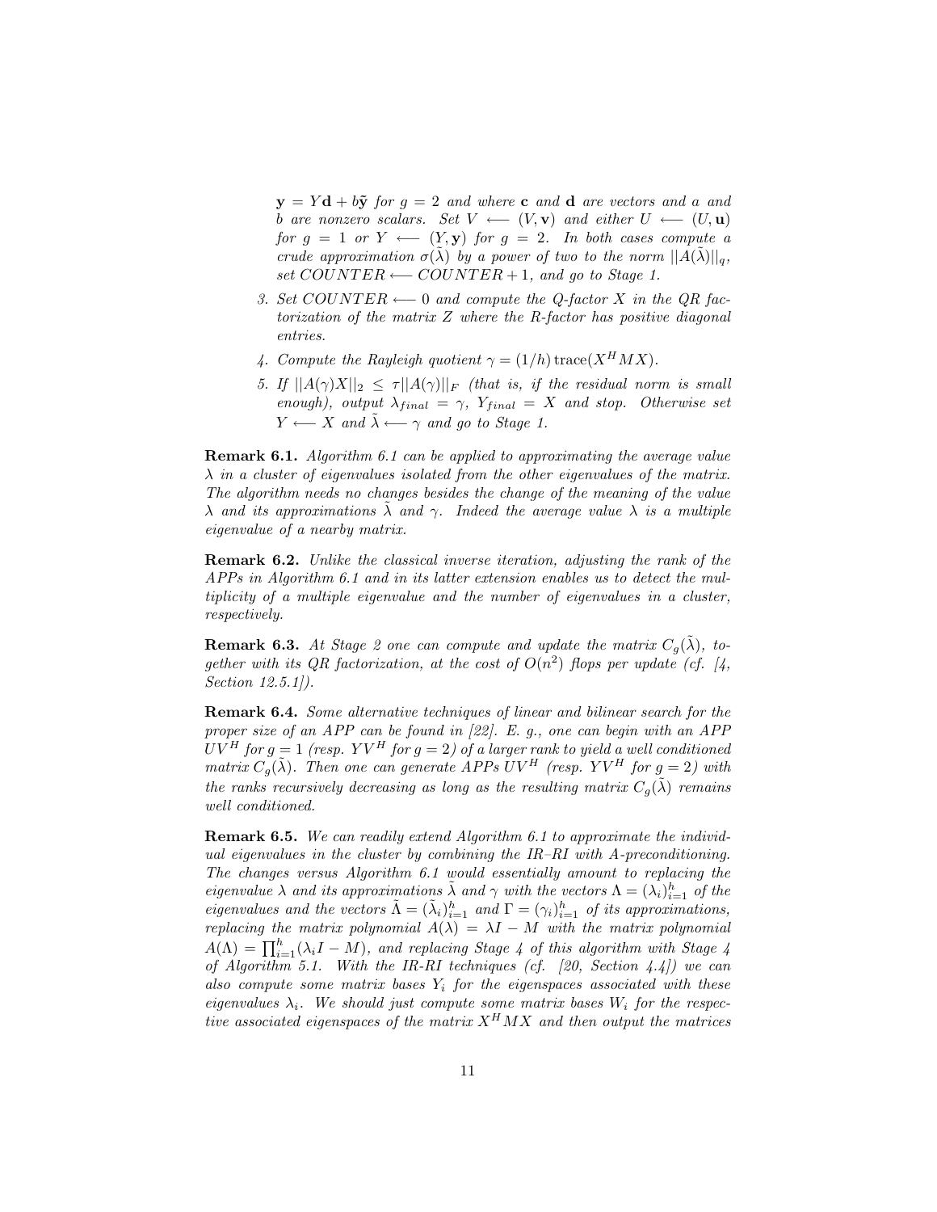*$\mathbf{y} = Y\mathbf{d} + b\tilde{\mathbf{y}}$ for $g = 2$ and where $\mathbf{c}$ and $\mathbf{d}$ are vectors and $a$ and $b$ are nonzero scalars. Set $V \longleftarrow (V, \mathbf{v})$ and either $U \longleftarrow (U, \mathbf{u})$ for $g = 1$ or $Y \longleftarrow (Y, \mathbf{y})$ for $g = 2$. In both cases compute a crude approximation $\sigma(\tilde{\lambda})$ by a power of two to the norm $||A(\tilde{\lambda})||_q$, set $COUNTER \longleftarrow COUNTER + 1$, and go to Stage 1.*

3. *Set $COUNTER \longleftarrow 0$ and compute the Q-factor $X$ in the QR factorization of the matrix $Z$ where the R-factor has positive diagonal entries.*
4. *Compute the Rayleigh quotient $\gamma = (1/h)\,\mathrm{trace}(X^H M X)$.*
5. *If $||A(\gamma)X||_2 \leq \tau ||A(\gamma)||_F$ (that is, if the residual norm is small enough), output $\lambda_{final} = \gamma$, $Y_{final} = X$ and stop. Otherwise set $Y \longleftarrow X$ and $\tilde{\lambda} \longleftarrow \gamma$ and go to Stage 1.*

**Remark 6.1.** *Algorithm 6.1 can be applied to approximating the average value $\lambda$ in a cluster of eigenvalues isolated from the other eigenvalues of the matrix. The algorithm needs no changes besides the change of the meaning of the value $\lambda$ and its approximations $\tilde{\lambda}$ and $\gamma$. Indeed the average value $\lambda$ is a multiple eigenvalue of a nearby matrix.*

**Remark 6.2.** *Unlike the classical inverse iteration, adjusting the rank of the APPs in Algorithm 6.1 and in its latter extension enables us to detect the multiplicity of a multiple eigenvalue and the number of eigenvalues in a cluster, respectively.*

**Remark 6.3.** *At Stage 2 one can compute and update the matrix $C_g(\tilde{\lambda})$, together with its QR factorization, at the cost of $O(n^2)$ flops per update (cf. [4, Section 12.5.1]).*

**Remark 6.4.** *Some alternative techniques of linear and bilinear search for the proper size of an APP can be found in [22]. E. g., one can begin with an APP $UV^H$ for $g = 1$ (resp. $YV^H$ for $g = 2$) of a larger rank to yield a well conditioned matrix $C_g(\tilde{\lambda})$. Then one can generate APPs $UV^H$ (resp. $YV^H$ for $g = 2$) with the ranks recursively decreasing as long as the resulting matrix $C_g(\tilde{\lambda})$ remains well conditioned.*

**Remark 6.5.** *We can readily extend Algorithm 6.1 to approximate the individual eigenvalues in the cluster by combining the IR–RI with A-preconditioning. The changes versus Algorithm 6.1 would essentially amount to replacing the eigenvalue $\lambda$ and its approximations $\tilde{\lambda}$ and $\gamma$ with the vectors $\Lambda = (\lambda_i)_{i=1}^h$ of the eigenvalues and the vectors $\tilde{\Lambda} = (\tilde{\lambda}_i)_{i=1}^h$ and $\Gamma = (\gamma_i)_{i=1}^h$ of its approximations, replacing the matrix polynomial $A(\lambda) = \lambda I - M$ with the matrix polynomial $A(\Lambda) = \prod_{i=1}^h (\lambda_i I - M)$, and replacing Stage 4 of this algorithm with Stage 4 of Algorithm 5.1. With the IR-RI techniques (cf. [20, Section 4.4]) we can also compute some matrix bases $Y_i$ for the eigenspaces associated with these eigenvalues $\lambda_i$. We should just compute some matrix bases $W_i$ for the respective associated eigenspaces of the matrix $X^H M X$ and then output the matrices*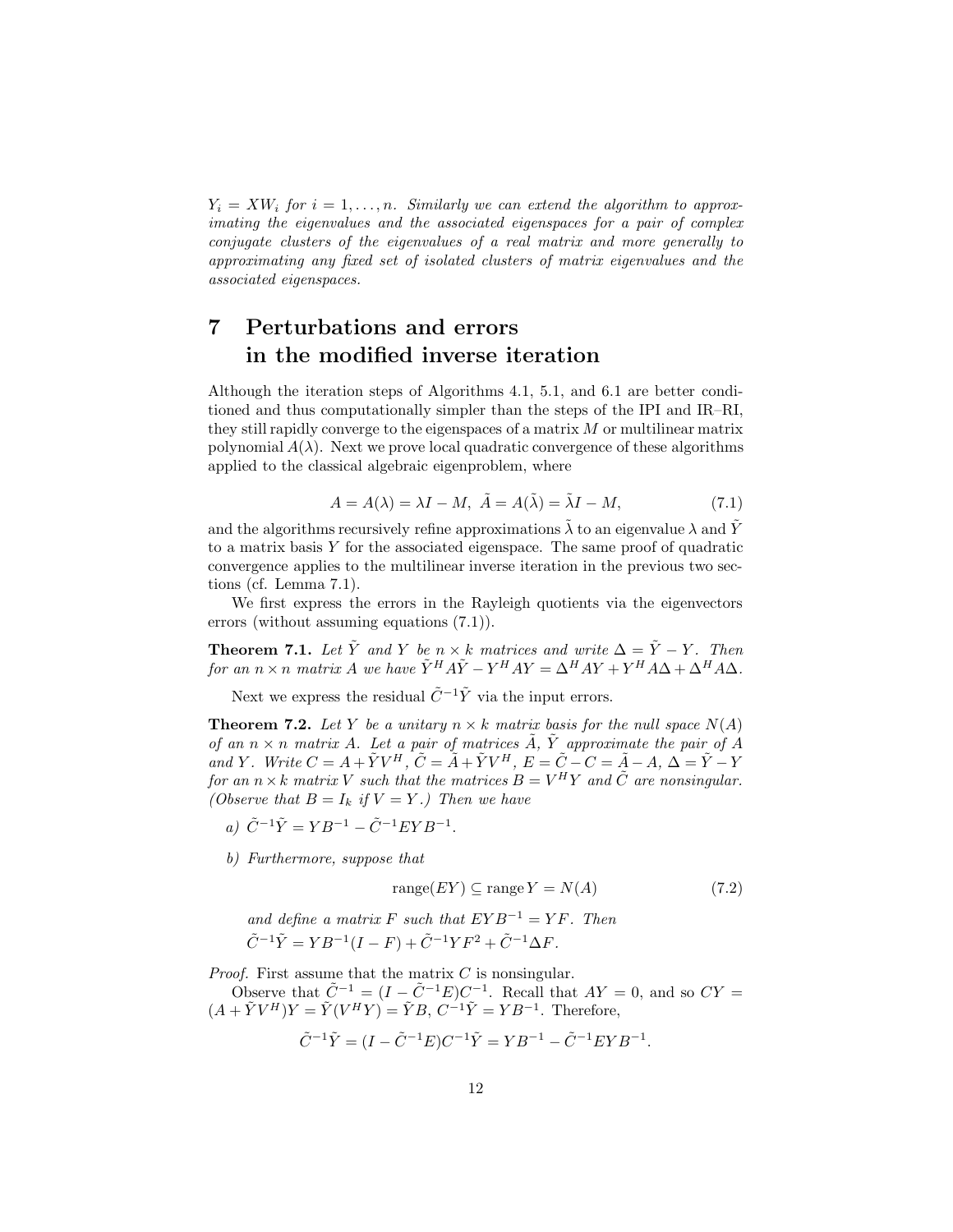*$Y_i = XW_i$ for $i = 1, \ldots, n$. Similarly we can extend the algorithm to approximating the eigenvalues and the associated eigenspaces for a pair of complex conjugate clusters of the eigenvalues of a real matrix and more generally to approximating any fixed set of isolated clusters of matrix eigenvalues and the associated eigenspaces.*

# 7 Perturbations and errors in the modified inverse iteration

Although the iteration steps of Algorithms 4.1, 5.1, and 6.1 are better conditioned and thus computationally simpler than the steps of the IPI and IR–RI, they still rapidly converge to the eigenspaces of a matrix $M$ or multilinear matrix polynomial $A(\lambda)$. Next we prove local quadratic convergence of these algorithms applied to the classical algebraic eigenproblem, where

$$A = A(\lambda) = \lambda I - M, \;\; \tilde{A} = A(\tilde{\lambda}) = \tilde{\lambda} I - M, \tag{7.1}$$

and the algorithms recursively refine approximations $\tilde{\lambda}$ to an eigenvalue $\lambda$ and $\tilde{Y}$ to a matrix basis $Y$ for the associated eigenspace. The same proof of quadratic convergence applies to the multilinear inverse iteration in the previous two sections (cf. Lemma 7.1).

We first express the errors in the Rayleigh quotients via the eigenvectors errors (without assuming equations (7.1)).

**Theorem 7.1.** *Let $\tilde{Y}$ and $Y$ be $n \times k$ matrices and write $\Delta = \tilde{Y} - Y$. Then for an $n \times n$ matrix $A$ we have $\tilde{Y}^H A \tilde{Y} - Y^H A Y = \Delta^H A Y + Y^H A \Delta + \Delta^H A \Delta$.*

Next we express the residual $\tilde{C}^{-1}\tilde{Y}$ via the input errors.

**Theorem 7.2.** *Let $Y$ be a unitary $n \times k$ matrix basis for the null space $N(A)$ of an $n \times n$ matrix $A$. Let a pair of matrices $\tilde{A}$, $\tilde{Y}$ approximate the pair of $A$ and $Y$. Write $C = A + \tilde{Y}V^H$, $\tilde{C} = \tilde{A} + \tilde{Y}V^H$, $E = \tilde{C} - C = \tilde{A} - A$, $\Delta = \tilde{Y} - Y$ for an $n \times k$ matrix $V$ such that the matrices $B = V^H Y$ and $\tilde{C}$ are nonsingular. (Observe that $B = I_k$ if $V = Y$.) Then we have*

*a)* $\tilde{C}^{-1}\tilde{Y} = YB^{-1} - \tilde{C}^{-1}EYB^{-1}$.

*b) Furthermore, suppose that*

$$\text{range}(EY) \subseteq \text{range}\, Y = N(A) \tag{7.2}$$

*and define a matrix $F$ such that $EYB^{-1} = YF$. Then*
$\tilde{C}^{-1}\tilde{Y} = YB^{-1}(I - F) + \tilde{C}^{-1}YF^2 + \tilde{C}^{-1}\Delta F$.

*Proof.* First assume that the matrix $C$ is nonsingular.

Observe that $\tilde{C}^{-1} = (I - \tilde{C}^{-1}E)C^{-1}$. Recall that $AY = 0$, and so $CY = (A + \tilde{Y}V^H)Y = \tilde{Y}(V^H Y) = \tilde{Y}B$, $C^{-1}\tilde{Y} = YB^{-1}$. Therefore,

$$\tilde{C}^{-1}\tilde{Y} = (I - \tilde{C}^{-1}E)C^{-1}\tilde{Y} = YB^{-1} - \tilde{C}^{-1}EYB^{-1}.$$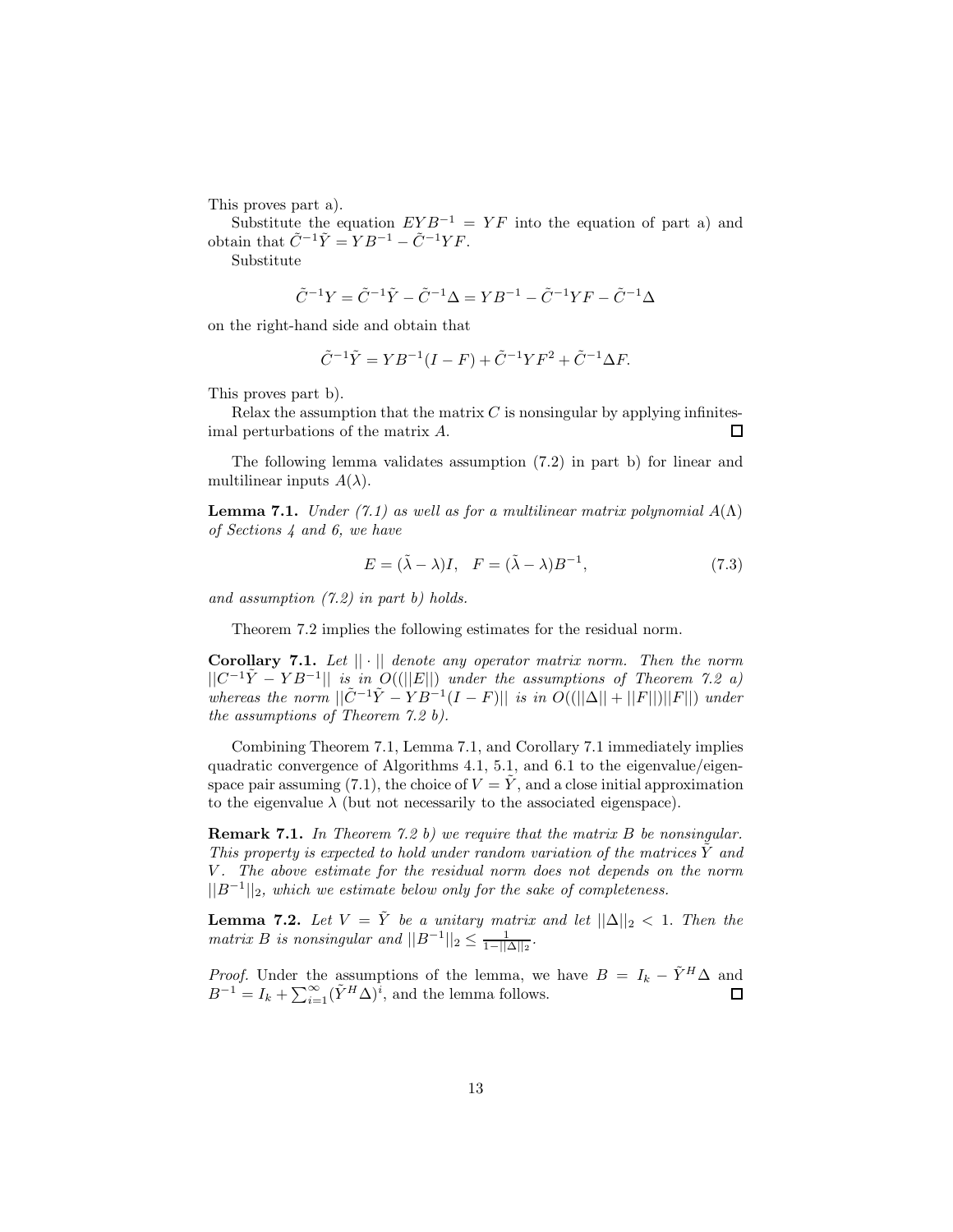This proves part a).

Substitute the equation $EYB^{-1} = YF$ into the equation of part a) and obtain that $\tilde{C}^{-1}\tilde{Y} = YB^{-1} - \tilde{C}^{-1}YF$.

Substitute

$$\tilde{C}^{-1}Y = \tilde{C}^{-1}\tilde{Y} - \tilde{C}^{-1}\Delta = YB^{-1} - \tilde{C}^{-1}YF - \tilde{C}^{-1}\Delta$$

on the right-hand side and obtain that

$$\tilde{C}^{-1}\tilde{Y} = YB^{-1}(I - F) + \tilde{C}^{-1}YF^2 + \tilde{C}^{-1}\Delta F.$$

This proves part b).

Relax the assumption that the matrix $C$ is nonsingular by applying infinitesimal perturbations of the matrix $A$. □

The following lemma validates assumption (7.2) in part b) for linear and multilinear inputs $A(\lambda)$.

**Lemma 7.1.** *Under (7.1) as well as for a multilinear matrix polynomial $A(\Lambda)$ of Sections 4 and 6, we have*

$$E = (\tilde{\lambda} - \lambda)I, \quad F = (\tilde{\lambda} - \lambda)B^{-1}, \tag{7.3}$$

*and assumption (7.2) in part b) holds.*

Theorem 7.2 implies the following estimates for the residual norm.

**Corollary 7.1.** *Let $||\cdot||$ denote any operator matrix norm. Then the norm $||C^{-1}\tilde{Y} - YB^{-1}||$ is in $O((||E||)$ under the assumptions of Theorem 7.2 a) whereas the norm $||\tilde{C}^{-1}\tilde{Y} - YB^{-1}(I - F)||$ is in $O((||\Delta|| + ||F||)||F||)$ under the assumptions of Theorem 7.2 b).*

Combining Theorem 7.1, Lemma 7.1, and Corollary 7.1 immediately implies quadratic convergence of Algorithms 4.1, 5.1, and 6.1 to the eigenvalue/eigenspace pair assuming (7.1), the choice of $V = \tilde{Y}$, and a close initial approximation to the eigenvalue $\lambda$ (but not necessarily to the associated eigenspace).

**Remark 7.1.** *In Theorem 7.2 b) we require that the matrix $B$ be nonsingular. This property is expected to hold under random variation of the matrices $\tilde{Y}$ and $V$. The above estimate for the residual norm does not depends on the norm $||B^{-1}||_2$, which we estimate below only for the sake of completeness.*

**Lemma 7.2.** *Let $V = \tilde{Y}$ be a unitary matrix and let $||\Delta||_2 < 1$. Then the matrix $B$ is nonsingular and $||B^{-1}||_2 \leq \frac{1}{1-||\Delta||_2}$.*

*Proof.* Under the assumptions of the lemma, we have $B = I_k - \tilde{Y}^H\Delta$ and $B^{-1} = I_k + \sum_{i=1}^{\infty}(\tilde{Y}^H\Delta)^i$, and the lemma follows. □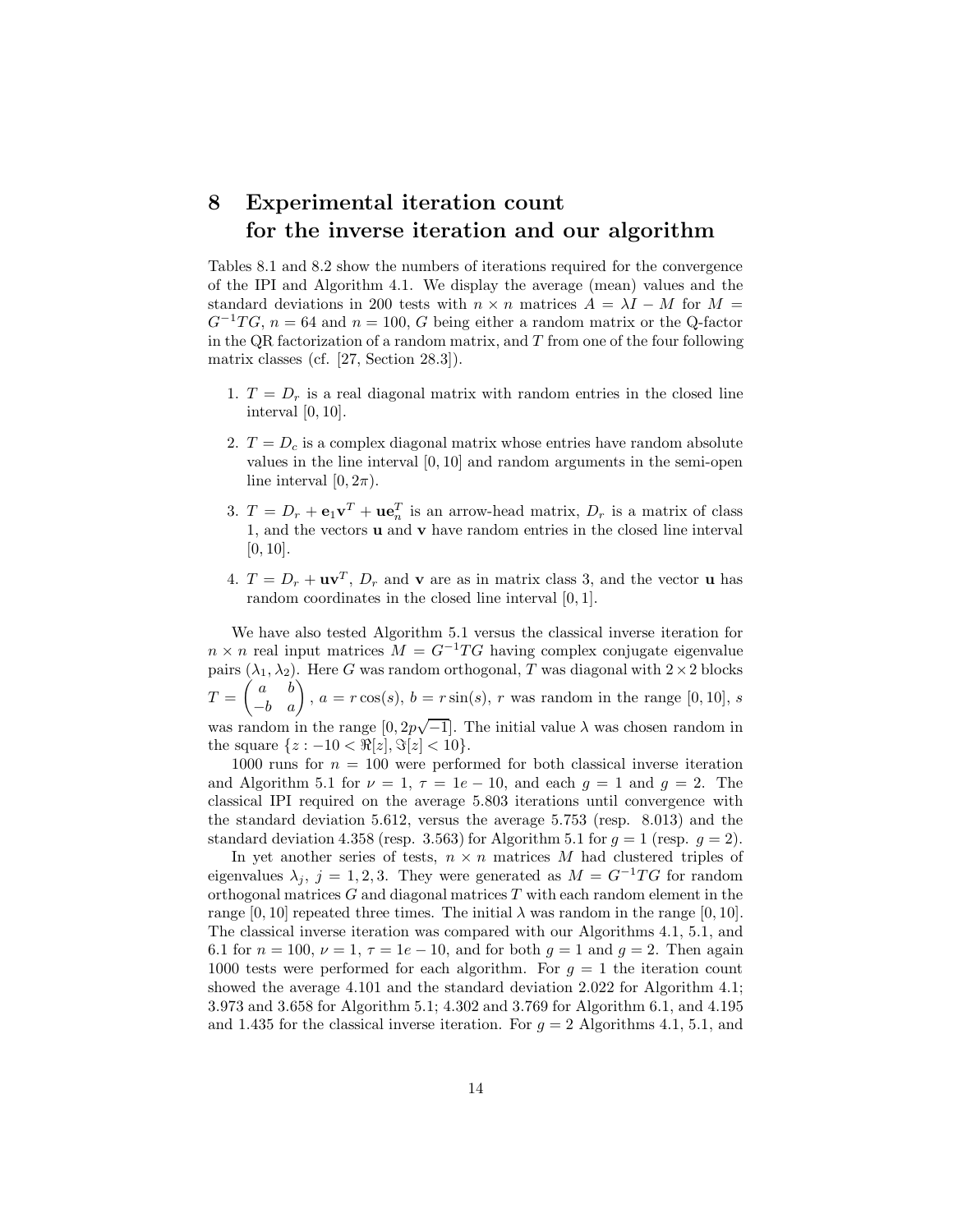# 8 Experimental iteration count for the inverse iteration and our algorithm

Tables 8.1 and 8.2 show the numbers of iterations required for the convergence of the IPI and Algorithm 4.1. We display the average (mean) values and the standard deviations in 200 tests with $n \times n$ matrices $A = \lambda I - M$ for $M = G^{-1}TG$, $n = 64$ and $n = 100$, $G$ being either a random matrix or the Q-factor in the QR factorization of a random matrix, and $T$ from one of the four following matrix classes (cf. [27, Section 28.3]).

1. $T = D_r$ is a real diagonal matrix with random entries in the closed line interval $[0, 10]$.
2. $T = D_c$ is a complex diagonal matrix whose entries have random absolute values in the line interval $[0, 10]$ and random arguments in the semi-open line interval $[0, 2\pi)$.
3. $T = D_r + \mathbf{e}_1\mathbf{v}^T + \mathbf{u}\mathbf{e}_n^T$ is an arrow-head matrix, $D_r$ is a matrix of class 1, and the vectors $\mathbf{u}$ and $\mathbf{v}$ have random entries in the closed line interval $[0, 10]$.
4. $T = D_r + \mathbf{u}\mathbf{v}^T$, $D_r$ and $\mathbf{v}$ are as in matrix class 3, and the vector $\mathbf{u}$ has random coordinates in the closed line interval $[0, 1]$.

We have also tested Algorithm 5.1 versus the classical inverse iteration for $n \times n$ real input matrices $M = G^{-1}TG$ having complex conjugate eigenvalue pairs $(\lambda_1, \lambda_2)$. Here $G$ was random orthogonal, $T$ was diagonal with $2 \times 2$ blocks $T = \begin{pmatrix} a & b \\ -b & a \end{pmatrix}$, $a = r\cos(s)$, $b = r\sin(s)$, $r$ was random in the range $[0, 10]$, $s$ was random in the range $[0, 2p\sqrt{-1}]$. The initial value $\lambda$ was chosen random in the square $\{z : -10 < \Re[z], \Im[z] < 10\}$.

1000 runs for $n = 100$ were performed for both classical inverse iteration and Algorithm 5.1 for $\nu = 1$, $\tau = 1e-10$, and each $g = 1$ and $g = 2$. The classical IPI required on the average 5.803 iterations until convergence with the standard deviation 5.612, versus the average 5.753 (resp. 8.013) and the standard deviation 4.358 (resp. 3.563) for Algorithm 5.1 for $g = 1$ (resp. $g = 2$).

In yet another series of tests, $n \times n$ matrices $M$ had clustered triples of eigenvalues $\lambda_j$, $j = 1, 2, 3$. They were generated as $M = G^{-1}TG$ for random orthogonal matrices $G$ and diagonal matrices $T$ with each random element in the range $[0, 10]$ repeated three times. The initial $\lambda$ was random in the range $[0, 10]$. The classical inverse iteration was compared with our Algorithms 4.1, 5.1, and 6.1 for $n = 100$, $\nu = 1$, $\tau = 1e-10$, and for both $g = 1$ and $g = 2$. Then again 1000 tests were performed for each algorithm. For $g = 1$ the iteration count showed the average 4.101 and the standard deviation 2.022 for Algorithm 4.1; 3.973 and 3.658 for Algorithm 5.1; 4.302 and 3.769 for Algorithm 6.1, and 4.195 and 1.435 for the classical inverse iteration. For $g = 2$ Algorithms 4.1, 5.1, and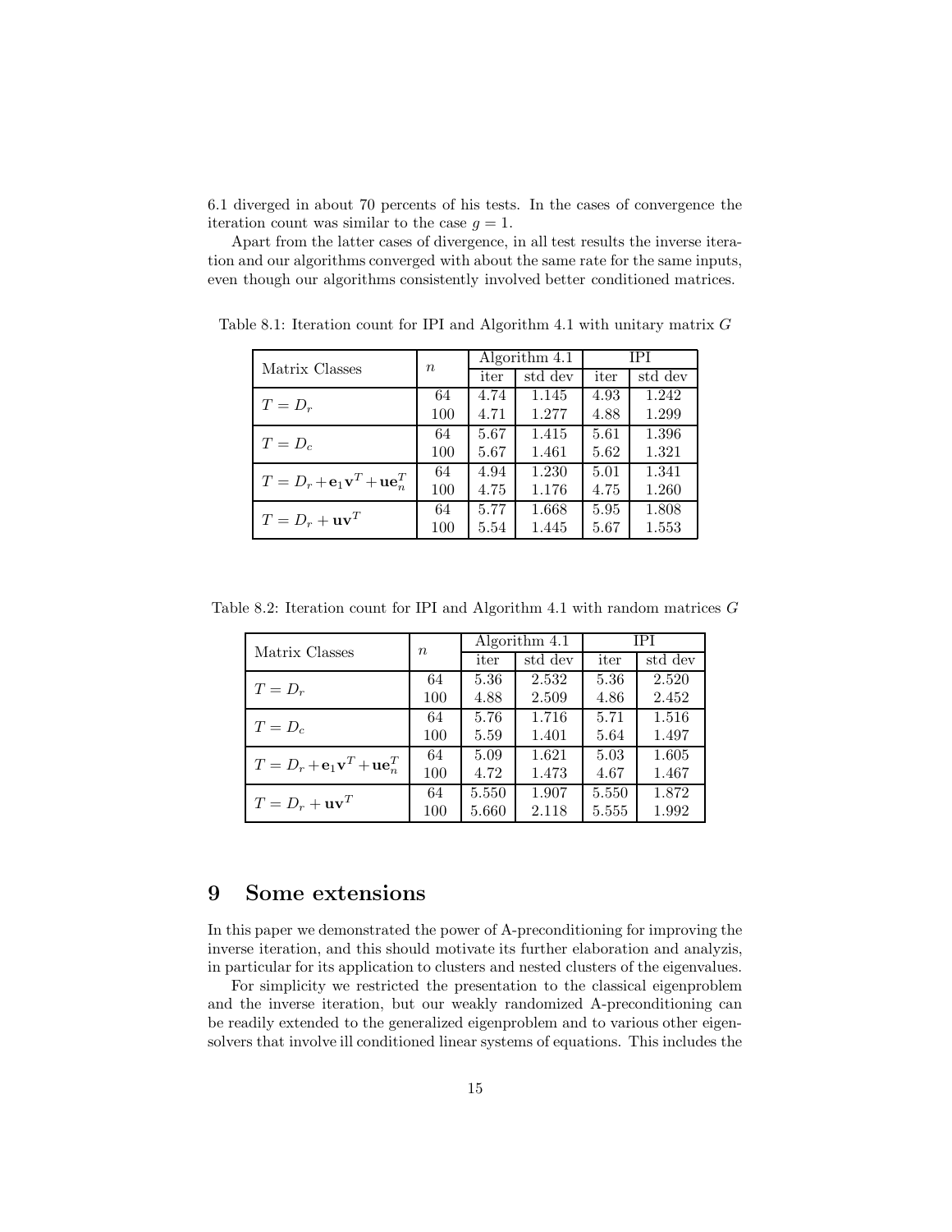6.1 diverged in about 70 percents of his tests. In the cases of convergence the iteration count was similar to the case $g = 1$.

Apart from the latter cases of divergence, in all test results the inverse iteration and our algorithms converged with about the same rate for the same inputs, even though our algorithms consistently involved better conditioned matrices.

Table 8.1: Iteration count for IPI and Algorithm 4.1 with unitary matrix $G$

| Matrix Classes | $n$ | Algorithm 4.1 | | IPI | |
|---|---|---|---|---|---|
| | | iter | std dev | iter | std dev |
| $T = D_r$ | 64 | 4.74 | 1.145 | 4.93 | 1.242 |
| | 100 | 4.71 | 1.277 | 4.88 | 1.299 |
| $T = D_c$ | 64 | 5.67 | 1.415 | 5.61 | 1.396 |
| | 100 | 5.67 | 1.461 | 5.62 | 1.321 |
| $T = D_r + \mathbf{e}_1\mathbf{v}^T + \mathbf{u}\mathbf{e}_n^T$ | 64 | 4.94 | 1.230 | 5.01 | 1.341 |
| | 100 | 4.75 | 1.176 | 4.75 | 1.260 |
| $T = D_r + \mathbf{u}\mathbf{v}^T$ | 64 | 5.77 | 1.668 | 5.95 | 1.808 |
| | 100 | 5.54 | 1.445 | 5.67 | 1.553 |

Table 8.2: Iteration count for IPI and Algorithm 4.1 with random matrices $G$

| Matrix Classes | $n$ | Algorithm 4.1 | | IPI | |
|---|---|---|---|---|---|
| | | iter | std dev | iter | std dev |
| $T = D_r$ | 64 | 5.36 | 2.532 | 5.36 | 2.520 |
| | 100 | 4.88 | 2.509 | 4.86 | 2.452 |
| $T = D_c$ | 64 | 5.76 | 1.716 | 5.71 | 1.516 |
| | 100 | 5.59 | 1.401 | 5.64 | 1.497 |
| $T = D_r + \mathbf{e}_1\mathbf{v}^T + \mathbf{u}\mathbf{e}_n^T$ | 64 | 5.09 | 1.621 | 5.03 | 1.605 |
| | 100 | 4.72 | 1.473 | 4.67 | 1.467 |
| $T = D_r + \mathbf{u}\mathbf{v}^T$ | 64 | 5.550 | 1.907 | 5.550 | 1.872 |
| | 100 | 5.660 | 2.118 | 5.555 | 1.992 |

# 9 Some extensions

In this paper we demonstrated the power of A-preconditioning for improving the inverse iteration, and this should motivate its further elaboration and analyzis, in particular for its application to clusters and nested clusters of the eigenvalues.

For simplicity we restricted the presentation to the classical eigenproblem and the inverse iteration, but our weakly randomized A-preconditioning can be readily extended to the generalized eigenproblem and to various other eigensolvers that involve ill conditioned linear systems of equations. This includes the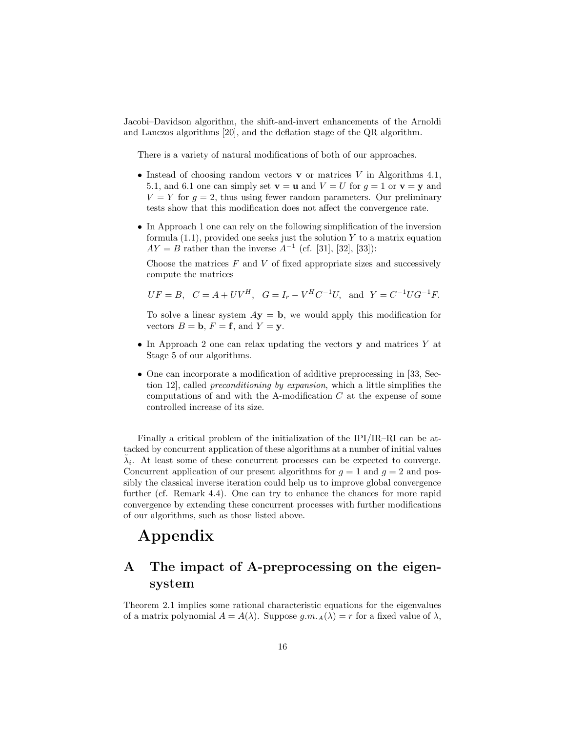Jacobi–Davidson algorithm, the shift-and-invert enhancements of the Arnoldi and Lanczos algorithms [20], and the deflation stage of the QR algorithm.

There is a variety of natural modifications of both of our approaches.

- Instead of choosing random vectors $\mathbf{v}$ or matrices $V$ in Algorithms 4.1, 5.1, and 6.1 one can simply set $\mathbf{v} = \mathbf{u}$ and $V = U$ for $g = 1$ or $\mathbf{v} = \mathbf{y}$ and $V = Y$ for $g = 2$, thus using fewer random parameters. Our preliminary tests show that this modification does not affect the convergence rate.

- In Approach 1 one can rely on the following simplification of the inversion formula (1.1), provided one seeks just the solution $Y$ to a matrix equation $AY = B$ rather than the inverse $A^{-1}$ (cf. [31], [32], [33]):

  Choose the matrices $F$ and $V$ of fixed appropriate sizes and successively compute the matrices

  $$UF = B, \quad C = A + UV^H, \quad G = I_r - V^H C^{-1} U, \quad \text{and} \quad Y = C^{-1} U G^{-1} F.$$

  To solve a linear system $A\mathbf{y} = \mathbf{b}$, we would apply this modification for vectors $B = \mathbf{b}$, $F = \mathbf{f}$, and $Y = \mathbf{y}$.

- In Approach 2 one can relax updating the vectors $\mathbf{y}$ and matrices $Y$ at Stage 5 of our algorithms.

- One can incorporate a modification of additive preprocessing in [33, Section 12], called *preconditioning by expansion*, which a little simplifies the computations of and with the A-modification $C$ at the expense of some controlled increase of its size.

Finally a critical problem of the initialization of the IPI/IR–RI can be attacked by concurrent application of these algorithms at a number of initial values $\tilde{\lambda}_i$. At least some of these concurrent processes can be expected to converge. Concurrent application of our present algorithms for $g = 1$ and $g = 2$ and possibly the classical inverse iteration could help us to improve global convergence further (cf. Remark 4.4). One can try to enhance the chances for more rapid convergence by extending these concurrent processes with further modifications of our algorithms, such as those listed above.

# Appendix

## A The impact of A-preprocessing on the eigensystem

Theorem 2.1 implies some rational characteristic equations for the eigenvalues of a matrix polynomial $A = A(\lambda)$. Suppose $g.m._A(\lambda) = r$ for a fixed value of $\lambda$,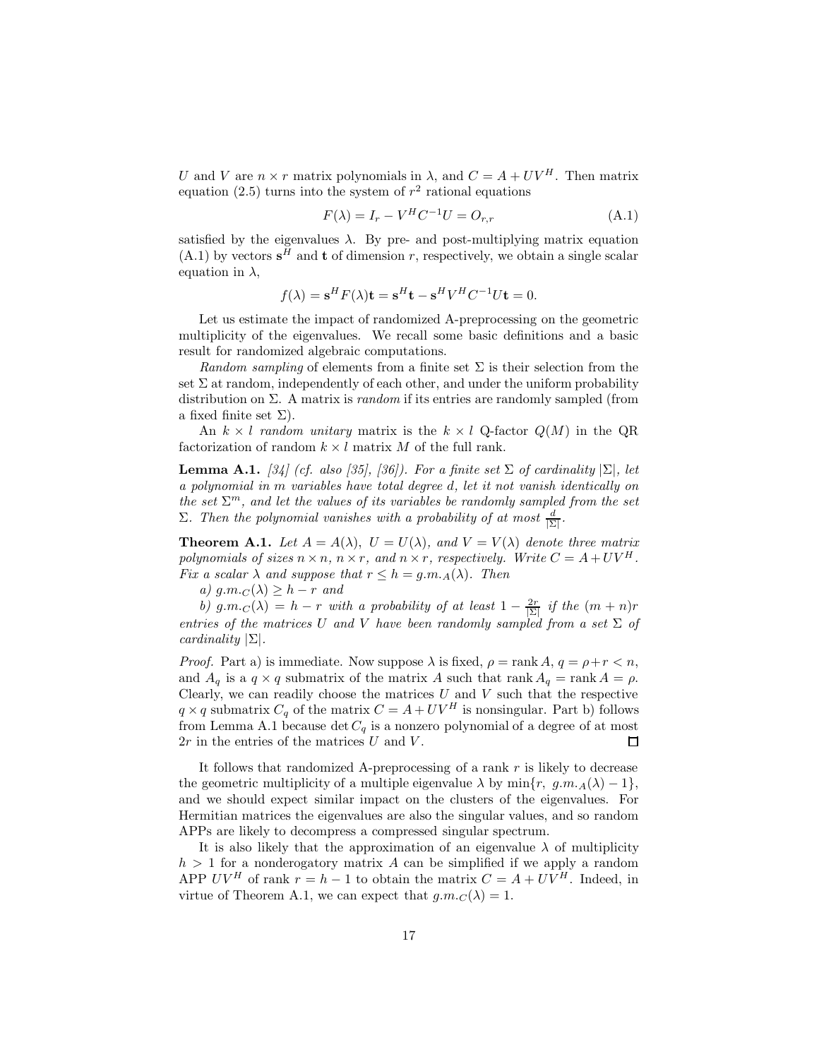$U$ and $V$ are $n \times r$ matrix polynomials in $\lambda$, and $C = A + UV^H$. Then matrix equation (2.5) turns into the system of $r^2$ rational equations

$$F(\lambda) = I_r - V^H C^{-1} U = O_{r,r} \tag{A.1}$$

satisfied by the eigenvalues $\lambda$. By pre- and post-multiplying matrix equation (A.1) by vectors $\mathbf{s}^H$ and $\mathbf{t}$ of dimension $r$, respectively, we obtain a single scalar equation in $\lambda$,

$$f(\lambda) = \mathbf{s}^H F(\lambda)\mathbf{t} = \mathbf{s}^H \mathbf{t} - \mathbf{s}^H V^H C^{-1} U \mathbf{t} = 0.$$

Let us estimate the impact of randomized A-preprocessing on the geometric multiplicity of the eigenvalues. We recall some basic definitions and a basic result for randomized algebraic computations.

*Random sampling* of elements from a finite set $\Sigma$ is their selection from the set $\Sigma$ at random, independently of each other, and under the uniform probability distribution on $\Sigma$. A matrix is *random* if its entries are randomly sampled (from a fixed finite set $\Sigma$).

An $k \times l$ *random unitary* matrix is the $k \times l$ Q-factor $Q(M)$ in the QR factorization of random $k \times l$ matrix $M$ of the full rank.

**Lemma A.1.** *[34] (cf. also [35], [36]). For a finite set $\Sigma$ of cardinality $|\Sigma|$, let a polynomial in $m$ variables have total degree $d$, let it not vanish identically on the set $\Sigma^m$, and let the values of its variables be randomly sampled from the set $\Sigma$. Then the polynomial vanishes with a probability of at most $\frac{d}{|\Sigma|}$.*

**Theorem A.1.** *Let $A = A(\lambda)$, $U = U(\lambda)$, and $V = V(\lambda)$ denote three matrix polynomials of sizes $n \times n$, $n \times r$, and $n \times r$, respectively. Write $C = A + UV^H$. Fix a scalar $\lambda$ and suppose that $r \leq h = g.m._A(\lambda)$. Then*

*a) $g.m._C(\lambda) \geq h - r$ and*

*b) $g.m._C(\lambda) = h - r$ with a probability of at least $1 - \frac{2r}{|\Sigma|}$ if the $(m+n)r$ entries of the matrices $U$ and $V$ have been randomly sampled from a set $\Sigma$ of cardinality $|\Sigma|$.*

*Proof.* Part a) is immediate. Now suppose $\lambda$ is fixed, $\rho = \operatorname{rank} A$, $q = \rho + r < n$, and $A_q$ is a $q \times q$ submatrix of the matrix $A$ such that $\operatorname{rank} A_q = \operatorname{rank} A = \rho$. Clearly, we can readily choose the matrices $U$ and $V$ such that the respective $q \times q$ submatrix $C_q$ of the matrix $C = A + UV^H$ is nonsingular. Part b) follows from Lemma A.1 because $\det C_q$ is a nonzero polynomial of a degree of at most $2r$ in the entries of the matrices $U$ and $V$. □

It follows that randomized A-preprocessing of a rank $r$ is likely to decrease the geometric multiplicity of a multiple eigenvalue $\lambda$ by $\min\{r,\ g.m._A(\lambda) - 1\}$, and we should expect similar impact on the clusters of the eigenvalues. For Hermitian matrices the eigenvalues are also the singular values, and so random APPs are likely to decompress a compressed singular spectrum.

It is also likely that the approximation of an eigenvalue $\lambda$ of multiplicity $h > 1$ for a nonderogatory matrix $A$ can be simplified if we apply a random APP $UV^H$ of rank $r = h - 1$ to obtain the matrix $C = A + UV^H$. Indeed, in virtue of Theorem A.1, we can expect that $g.m._C(\lambda) = 1$.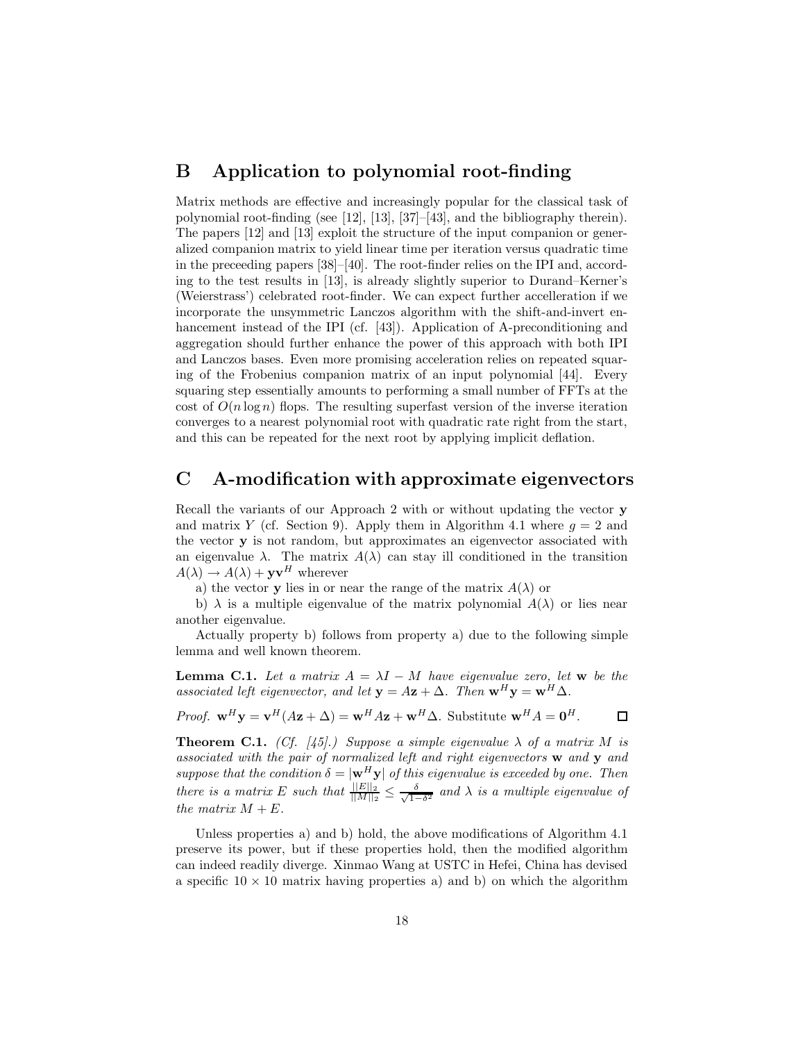## B Application to polynomial root-finding

Matrix methods are effective and increasingly popular for the classical task of polynomial root-finding (see [12], [13], [37]–[43], and the bibliography therein). The papers [12] and [13] exploit the structure of the input companion or generalized companion matrix to yield linear time per iteration versus quadratic time in the preceeding papers [38]–[40]. The root-finder relies on the IPI and, according to the test results in [13], is already slightly superior to Durand–Kerner's (Weierstrass') celebrated root-finder. We can expect further accelleration if we incorporate the unsymmetric Lanczos algorithm with the shift-and-invert enhancement instead of the IPI (cf. [43]). Application of A-preconditioning and aggregation should further enhance the power of this approach with both IPI and Lanczos bases. Even more promising acceleration relies on repeated squaring of the Frobenius companion matrix of an input polynomial [44]. Every squaring step essentially amounts to performing a small number of FFTs at the cost of $O(n \log n)$ flops. The resulting superfast version of the inverse iteration converges to a nearest polynomial root with quadratic rate right from the start, and this can be repeated for the next root by applying implicit deflation.

## C A-modification with approximate eigenvectors

Recall the variants of our Approach 2 with or without updating the vector $\mathbf{y}$ and matrix $Y$ (cf. Section 9). Apply them in Algorithm 4.1 where $g = 2$ and the vector $\mathbf{y}$ is not random, but approximates an eigenvector associated with an eigenvalue $\lambda$. The matrix $A(\lambda)$ can stay ill conditioned in the transition $A(\lambda) \to A(\lambda) + \mathbf{y}\mathbf{v}^H$ wherever

a) the vector $\mathbf{y}$ lies in or near the range of the matrix $A(\lambda)$ or

b) $\lambda$ is a multiple eigenvalue of the matrix polynomial $A(\lambda)$ or lies near another eigenvalue.

Actually property b) follows from property a) due to the following simple lemma and well known theorem.

**Lemma C.1.** *Let a matrix $A = \lambda I - M$ have eigenvalue zero, let $\mathbf{w}$ be the associated left eigenvector, and let $\mathbf{y} = A\mathbf{z} + \Delta$. Then $\mathbf{w}^H\mathbf{y} = \mathbf{w}^H\Delta$.*

*Proof.* $\mathbf{w}^H\mathbf{y} = \mathbf{v}^H(A\mathbf{z} + \Delta) = \mathbf{w}^H A\mathbf{z} + \mathbf{w}^H\Delta$. Substitute $\mathbf{w}^H A = \mathbf{0}^H$. $\square$

**Theorem C.1.** *(Cf. [45].) Suppose a simple eigenvalue $\lambda$ of a matrix $M$ is associated with the pair of normalized left and right eigenvectors $\mathbf{w}$ and $\mathbf{y}$ and suppose that the condition $\delta = |\mathbf{w}^H\mathbf{y}|$ of this eigenvalue is exceeded by one. Then there is a matrix $E$ such that $\frac{||E||_2}{||M||_2} \leq \frac{\delta}{\sqrt{1-\delta^2}}$ and $\lambda$ is a multiple eigenvalue of the matrix $M + E$.*

Unless properties a) and b) hold, the above modifications of Algorithm 4.1 preserve its power, but if these properties hold, then the modified algorithm can indeed readily diverge. Xinmao Wang at USTC in Hefei, China has devised a specific $10 \times 10$ matrix having properties a) and b) on which the algorithm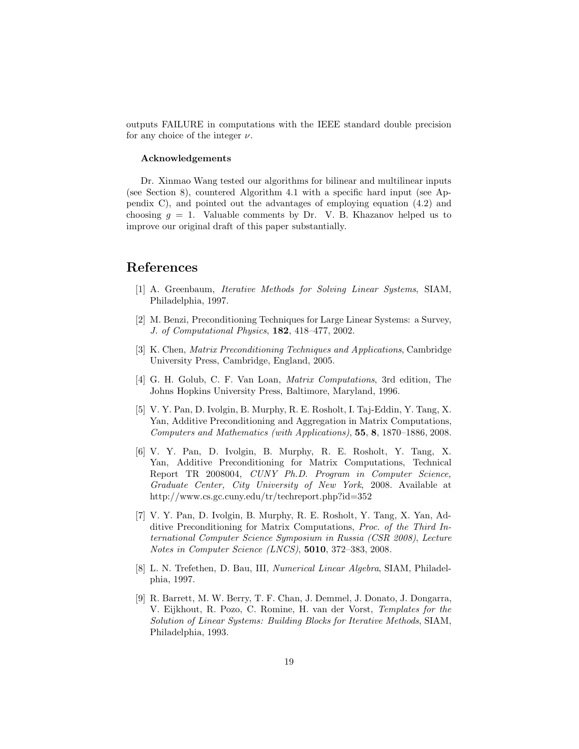outputs FAILURE in computations with the IEEE standard double precision for any choice of the integer $\nu$.

#### Acknowledgements

Dr. Xinmao Wang tested our algorithms for bilinear and multilinear inputs (see Section 8), countered Algorithm 4.1 with a specific hard input (see Appendix C), and pointed out the advantages of employing equation (4.2) and choosing $g = 1$. Valuable comments by Dr. V. B. Khazanov helped us to improve our original draft of this paper substantially.

## References

[1] A. Greenbaum, *Iterative Methods for Solving Linear Systems*, SIAM, Philadelphia, 1997.

[2] M. Benzi, Preconditioning Techniques for Large Linear Systems: a Survey, *J. of Computational Physics*, **182**, 418–477, 2002.

[3] K. Chen, *Matrix Preconditioning Techniques and Applications*, Cambridge University Press, Cambridge, England, 2005.

[4] G. H. Golub, C. F. Van Loan, *Matrix Computations*, 3rd edition, The Johns Hopkins University Press, Baltimore, Maryland, 1996.

[5] V. Y. Pan, D. Ivolgin, B. Murphy, R. E. Rosholt, I. Taj-Eddin, Y. Tang, X. Yan, Additive Preconditioning and Aggregation in Matrix Computations, *Computers and Mathematics (with Applications)*, **55**, **8**, 1870–1886, 2008.

[6] V. Y. Pan, D. Ivolgin, B. Murphy, R. E. Rosholt, Y. Tang, X. Yan, Additive Preconditioning for Matrix Computations, Technical Report TR 2008004, *CUNY Ph.D. Program in Computer Science, Graduate Center, City University of New York*, 2008. Available at http://www.cs.gc.cuny.edu/tr/techreport.php?id=352

[7] V. Y. Pan, D. Ivolgin, B. Murphy, R. E. Rosholt, Y. Tang, X. Yan, Additive Preconditioning for Matrix Computations, *Proc. of the Third International Computer Science Symposium in Russia (CSR 2008)*, *Lecture Notes in Computer Science (LNCS)*, **5010**, 372–383, 2008.

[8] L. N. Trefethen, D. Bau, III, *Numerical Linear Algebra*, SIAM, Philadelphia, 1997.

[9] R. Barrett, M. W. Berry, T. F. Chan, J. Demmel, J. Donato, J. Dongarra, V. Eijkhout, R. Pozo, C. Romine, H. van der Vorst, *Templates for the Solution of Linear Systems: Building Blocks for Iterative Methods*, SIAM, Philadelphia, 1993.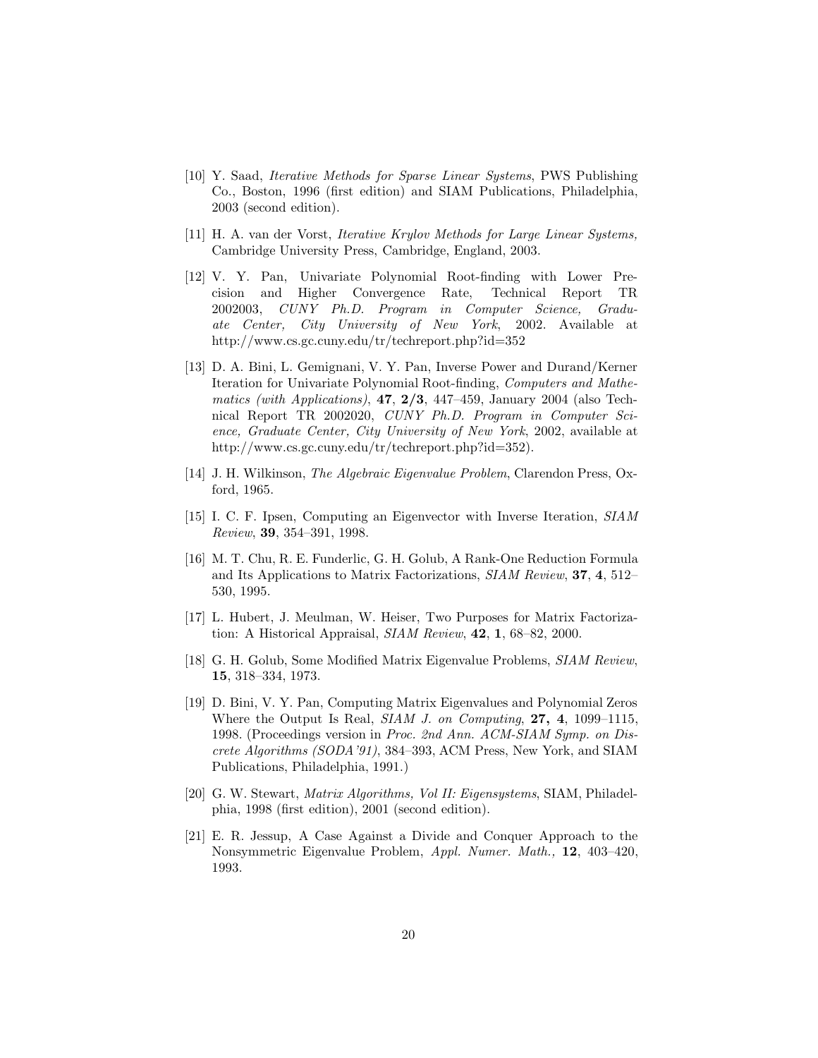[10] Y. Saad, *Iterative Methods for Sparse Linear Systems*, PWS Publishing Co., Boston, 1996 (first edition) and SIAM Publications, Philadelphia, 2003 (second edition).

[11] H. A. van der Vorst, *Iterative Krylov Methods for Large Linear Systems,* Cambridge University Press, Cambridge, England, 2003.

[12] V. Y. Pan, Univariate Polynomial Root-finding with Lower Precision and Higher Convergence Rate, Technical Report TR 2002003, *CUNY Ph.D. Program in Computer Science, Graduate Center, City University of New York*, 2002. Available at http://www.cs.gc.cuny.edu/tr/techreport.php?id=352

[13] D. A. Bini, L. Gemignani, V. Y. Pan, Inverse Power and Durand/Kerner Iteration for Univariate Polynomial Root-finding, *Computers and Mathematics (with Applications)*, **47**, **2/3**, 447–459, January 2004 (also Technical Report TR 2002020, *CUNY Ph.D. Program in Computer Science, Graduate Center, City University of New York*, 2002, available at http://www.cs.gc.cuny.edu/tr/techreport.php?id=352).

[14] J. H. Wilkinson, *The Algebraic Eigenvalue Problem*, Clarendon Press, Oxford, 1965.

[15] I. C. F. Ipsen, Computing an Eigenvector with Inverse Iteration, *SIAM Review*, **39**, 354–391, 1998.

[16] M. T. Chu, R. E. Funderlic, G. H. Golub, A Rank-One Reduction Formula and Its Applications to Matrix Factorizations, *SIAM Review*, **37**, **4**, 512–530, 1995.

[17] L. Hubert, J. Meulman, W. Heiser, Two Purposes for Matrix Factorization: A Historical Appraisal, *SIAM Review*, **42**, **1**, 68–82, 2000.

[18] G. H. Golub, Some Modified Matrix Eigenvalue Problems, *SIAM Review*, **15**, 318–334, 1973.

[19] D. Bini, V. Y. Pan, Computing Matrix Eigenvalues and Polynomial Zeros Where the Output Is Real, *SIAM J. on Computing*, **27, 4**, 1099–1115, 1998. (Proceedings version in *Proc. 2nd Ann. ACM-SIAM Symp. on Discrete Algorithms (SODA'91)*, 384–393, ACM Press, New York, and SIAM Publications, Philadelphia, 1991.)

[20] G. W. Stewart, *Matrix Algorithms, Vol II: Eigensystems*, SIAM, Philadelphia, 1998 (first edition), 2001 (second edition).

[21] E. R. Jessup, A Case Against a Divide and Conquer Approach to the Nonsymmetric Eigenvalue Problem, *Appl. Numer. Math.,* **12**, 403–420, 1993.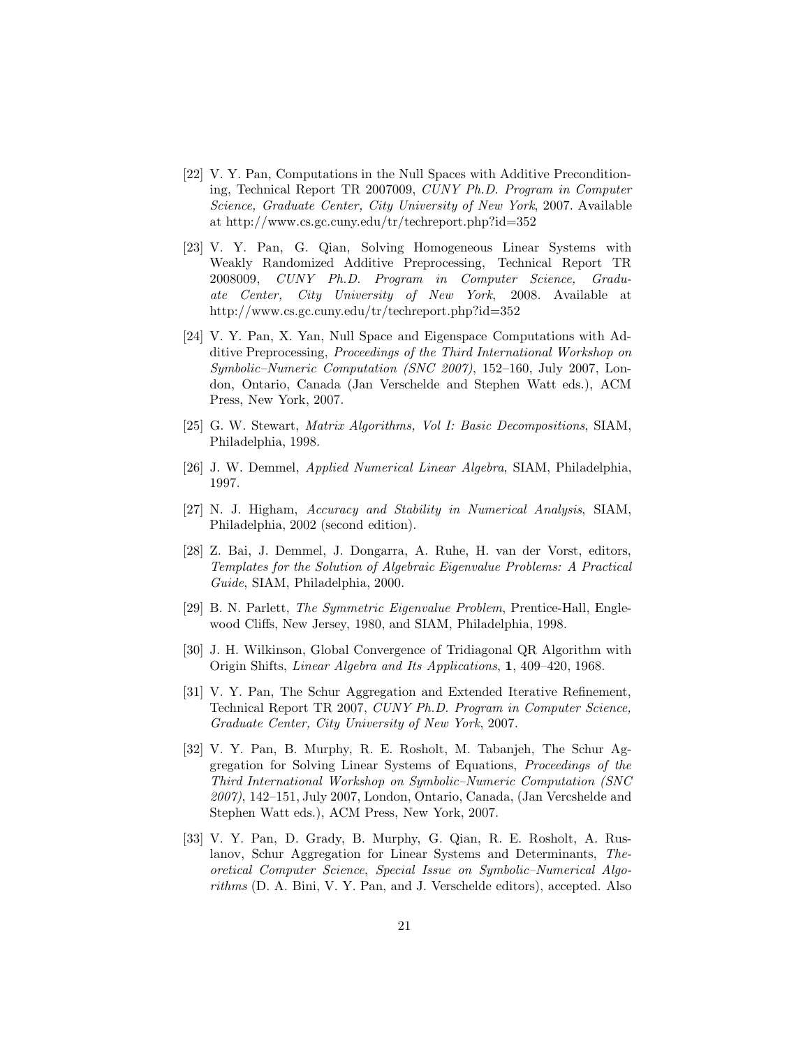[22] V. Y. Pan, Computations in the Null Spaces with Additive Preconditioning, Technical Report TR 2007009, *CUNY Ph.D. Program in Computer Science, Graduate Center, City University of New York*, 2007. Available at http://www.cs.gc.cuny.edu/tr/techreport.php?id=352

[23] V. Y. Pan, G. Qian, Solving Homogeneous Linear Systems with Weakly Randomized Additive Preprocessing, Technical Report TR 2008009, *CUNY Ph.D. Program in Computer Science, Graduate Center, City University of New York*, 2008. Available at http://www.cs.gc.cuny.edu/tr/techreport.php?id=352

[24] V. Y. Pan, X. Yan, Null Space and Eigenspace Computations with Additive Preprocessing, *Proceedings of the Third International Workshop on Symbolic–Numeric Computation (SNC 2007)*, 152–160, July 2007, London, Ontario, Canada (Jan Verschelde and Stephen Watt eds.), ACM Press, New York, 2007.

[25] G. W. Stewart, *Matrix Algorithms, Vol I: Basic Decompositions*, SIAM, Philadelphia, 1998.

[26] J. W. Demmel, *Applied Numerical Linear Algebra*, SIAM, Philadelphia, 1997.

[27] N. J. Higham, *Accuracy and Stability in Numerical Analysis*, SIAM, Philadelphia, 2002 (second edition).

[28] Z. Bai, J. Demmel, J. Dongarra, A. Ruhe, H. van der Vorst, editors, *Templates for the Solution of Algebraic Eigenvalue Problems: A Practical Guide*, SIAM, Philadelphia, 2000.

[29] B. N. Parlett, *The Symmetric Eigenvalue Problem*, Prentice-Hall, Englewood Cliffs, New Jersey, 1980, and SIAM, Philadelphia, 1998.

[30] J. H. Wilkinson, Global Convergence of Tridiagonal QR Algorithm with Origin Shifts, *Linear Algebra and Its Applications*, **1**, 409–420, 1968.

[31] V. Y. Pan, The Schur Aggregation and Extended Iterative Refinement, Technical Report TR 2007, *CUNY Ph.D. Program in Computer Science, Graduate Center, City University of New York*, 2007.

[32] V. Y. Pan, B. Murphy, R. E. Rosholt, M. Tabanjeh, The Schur Aggregation for Solving Linear Systems of Equations, *Proceedings of the Third International Workshop on Symbolic–Numeric Computation (SNC 2007)*, 142–151, July 2007, London, Ontario, Canada, (Jan Vercshelde and Stephen Watt eds.), ACM Press, New York, 2007.

[33] V. Y. Pan, D. Grady, B. Murphy, G. Qian, R. E. Rosholt, A. Ruslanov, Schur Aggregation for Linear Systems and Determinants, *Theoretical Computer Science*, *Special Issue on Symbolic–Numerical Algorithms* (D. A. Bini, V. Y. Pan, and J. Verschelde editors), accepted. Also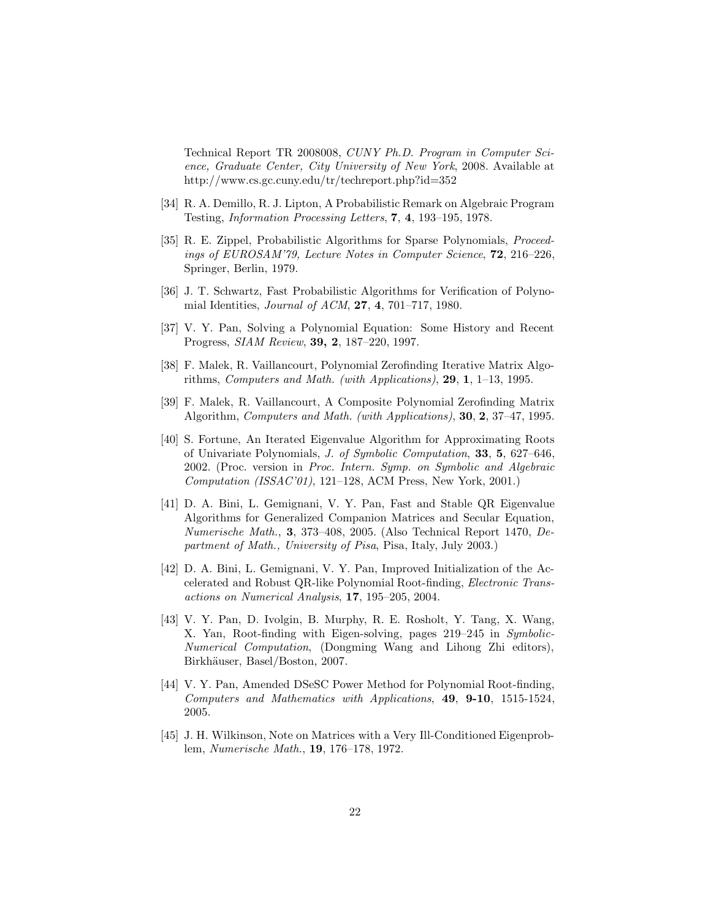Technical Report TR 2008008, *CUNY Ph.D. Program in Computer Science, Graduate Center, City University of New York*, 2008. Available at http://www.cs.gc.cuny.edu/tr/techreport.php?id=352

[34] R. A. Demillo, R. J. Lipton, A Probabilistic Remark on Algebraic Program Testing, *Information Processing Letters*, **7**, **4**, 193–195, 1978.

[35] R. E. Zippel, Probabilistic Algorithms for Sparse Polynomials, *Proceedings of EUROSAM'79, Lecture Notes in Computer Science*, **72**, 216–226, Springer, Berlin, 1979.

[36] J. T. Schwartz, Fast Probabilistic Algorithms for Verification of Polynomial Identities, *Journal of ACM*, **27**, **4**, 701–717, 1980.

[37] V. Y. Pan, Solving a Polynomial Equation: Some History and Recent Progress, *SIAM Review*, **39, 2**, 187–220, 1997.

[38] F. Malek, R. Vaillancourt, Polynomial Zerofinding Iterative Matrix Algorithms, *Computers and Math. (with Applications)*, **29**, **1**, 1–13, 1995.

[39] F. Malek, R. Vaillancourt, A Composite Polynomial Zerofinding Matrix Algorithm, *Computers and Math. (with Applications)*, **30**, **2**, 37–47, 1995.

[40] S. Fortune, An Iterated Eigenvalue Algorithm for Approximating Roots of Univariate Polynomials, *J. of Symbolic Computation*, **33**, **5**, 627–646, 2002. (Proc. version in *Proc. Intern. Symp. on Symbolic and Algebraic Computation (ISSAC'01)*, 121–128, ACM Press, New York, 2001.)

[41] D. A. Bini, L. Gemignani, V. Y. Pan, Fast and Stable QR Eigenvalue Algorithms for Generalized Companion Matrices and Secular Equation, *Numerische Math.*, **3**, 373–408, 2005. (Also Technical Report 1470, *Department of Math., University of Pisa*, Pisa, Italy, July 2003.)

[42] D. A. Bini, L. Gemignani, V. Y. Pan, Improved Initialization of the Accelerated and Robust QR-like Polynomial Root-finding, *Electronic Transactions on Numerical Analysis*, **17**, 195–205, 2004.

[43] V. Y. Pan, D. Ivolgin, B. Murphy, R. E. Rosholt, Y. Tang, X. Wang, X. Yan, Root-finding with Eigen-solving, pages 219–245 in *Symbolic-Numerical Computation*, (Dongming Wang and Lihong Zhi editors), Birkhäuser, Basel/Boston, 2007.

[44] V. Y. Pan, Amended DSeSC Power Method for Polynomial Root-finding, *Computers and Mathematics with Applications*, **49**, **9-10**, 1515-1524, 2005.

[45] J. H. Wilkinson, Note on Matrices with a Very Ill-Conditioned Eigenproblem, *Numerische Math.*, **19**, 176–178, 1972.